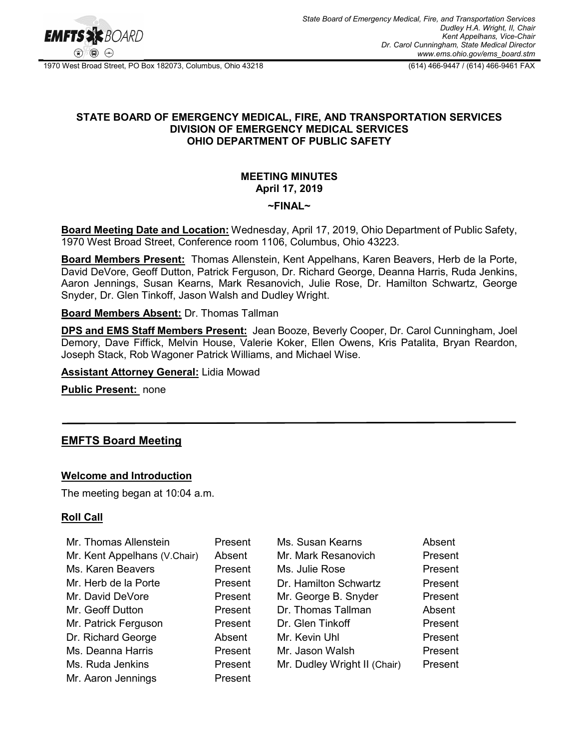State Board of Emergency Medical, Fire, and Transportation Services
Dudley H.A. Wright, II, Chair
Kent Appelhans, Vice-Chair
Dr. Carol Cunningham, State Medical Director
www.ems.ohio.gov/ems_board.stm

1970 West Broad Street, PO Box 182073, Columbus, Ohio 43218 (614) 466-9447 / (614) 466-9461 FAX

**STATE BOARD OF EMERGENCY MEDICAL, FIRE, AND TRANSPORTATION SERVICES**
**DIVISION OF EMERGENCY MEDICAL SERVICES**
**OHIO DEPARTMENT OF PUBLIC SAFETY**

**MEETING MINUTES**
**April 17, 2019**

**~FINAL~**

**Board Meeting Date and Location:** Wednesday, April 17, 2019, Ohio Department of Public Safety, 1970 West Broad Street, Conference room 1106, Columbus, Ohio 43223.

**Board Members Present:** Thomas Allenstein, Kent Appelhans, Karen Beavers, Herb de la Porte, David DeVore, Geoff Dutton, Patrick Ferguson, Dr. Richard George, Deanna Harris, Ruda Jenkins, Aaron Jennings, Susan Kearns, Mark Resanovich, Julie Rose, Dr. Hamilton Schwartz, George Snyder, Dr. Glen Tinkoff, Jason Walsh and Dudley Wright.

**Board Members Absent:** Dr. Thomas Tallman

**DPS and EMS Staff Members Present:** Jean Booze, Beverly Cooper, Dr. Carol Cunningham, Joel Demory, Dave Fiffick, Melvin House, Valerie Koker, Ellen Owens, Kris Patalita, Bryan Reardon, Joseph Stack, Rob Wagoner Patrick Williams, and Michael Wise.

**Assistant Attorney General:** Lidia Mowad

**Public Present:** none

## EMFTS Board Meeting

### Welcome and Introduction

The meeting began at 10:04 a.m.

### Roll Call

| | | | |
|---|---|---|---|
| Mr. Thomas Allenstein | Present | Ms. Susan Kearns | Absent |
| Mr. Kent Appelhans (V.Chair) | Absent | Mr. Mark Resanovich | Present |
| Ms. Karen Beavers | Present | Ms. Julie Rose | Present |
| Mr. Herb de la Porte | Present | Dr. Hamilton Schwartz | Present |
| Mr. David DeVore | Present | Mr. George B. Snyder | Present |
| Mr. Geoff Dutton | Present | Dr. Thomas Tallman | Absent |
| Mr. Patrick Ferguson | Present | Dr. Glen Tinkoff | Present |
| Dr. Richard George | Absent | Mr. Kevin Uhl | Present |
| Ms. Deanna Harris | Present | Mr. Jason Walsh | Present |
| Ms. Ruda Jenkins | Present | Mr. Dudley Wright II (Chair) | Present |
| Mr. Aaron Jennings | Present | | |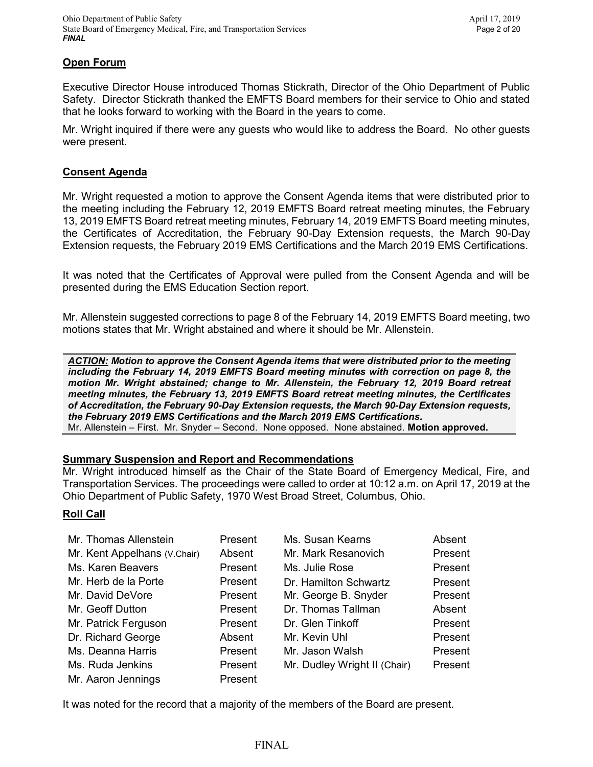## Open Forum

Executive Director House introduced Thomas Stickrath, Director of the Ohio Department of Public Safety. Director Stickrath thanked the EMFTS Board members for their service to Ohio and stated that he looks forward to working with the Board in the years to come.

Mr. Wright inquired if there were any guests who would like to address the Board. No other guests were present.

## Consent Agenda

Mr. Wright requested a motion to approve the Consent Agenda items that were distributed prior to the meeting including the February 12, 2019 EMFTS Board retreat meeting minutes, the February 13, 2019 EMFTS Board retreat meeting minutes, February 14, 2019 EMFTS Board meeting minutes, the Certificates of Accreditation, the February 90-Day Extension requests, the March 90-Day Extension requests, the February 2019 EMS Certifications and the March 2019 EMS Certifications.

It was noted that the Certificates of Approval were pulled from the Consent Agenda and will be presented during the EMS Education Section report.

Mr. Allenstein suggested corrections to page 8 of the February 14, 2019 EMFTS Board meeting, two motions states that Mr. Wright abstained and where it should be Mr. Allenstein.

***ACTION:*** ***Motion to approve the Consent Agenda items that were distributed prior to the meeting including the February 14, 2019 EMFTS Board meeting minutes with correction on page 8, the motion Mr. Wright abstained; change to Mr. Allenstein, the February 12, 2019 Board retreat meeting minutes, the February 13, 2019 EMFTS Board retreat meeting minutes, the Certificates of Accreditation, the February 90-Day Extension requests, the March 90-Day Extension requests, the February 2019 EMS Certifications and the March 2019 EMS Certifications.***
Mr. Allenstein – First. Mr. Snyder – Second. None opposed. None abstained. **Motion approved.**

## Summary Suspension and Report and Recommendations

Mr. Wright introduced himself as the Chair of the State Board of Emergency Medical, Fire, and Transportation Services. The proceedings were called to order at 10:12 a.m. on April 17, 2019 at the Ohio Department of Public Safety, 1970 West Broad Street, Columbus, Ohio.

## Roll Call

| | | | |
|---|---|---|---|
| Mr. Thomas Allenstein | Present | Ms. Susan Kearns | Absent |
| Mr. Kent Appelhans (V.Chair) | Absent | Mr. Mark Resanovich | Present |
| Ms. Karen Beavers | Present | Ms. Julie Rose | Present |
| Mr. Herb de la Porte | Present | Dr. Hamilton Schwartz | Present |
| Mr. David DeVore | Present | Mr. George B. Snyder | Present |
| Mr. Geoff Dutton | Present | Dr. Thomas Tallman | Absent |
| Mr. Patrick Ferguson | Present | Dr. Glen Tinkoff | Present |
| Dr. Richard George | Absent | Mr. Kevin Uhl | Present |
| Ms. Deanna Harris | Present | Mr. Jason Walsh | Present |
| Ms. Ruda Jenkins | Present | Mr. Dudley Wright II (Chair) | Present |
| Mr. Aaron Jennings | Present | | |

It was noted for the record that a majority of the members of the Board are present.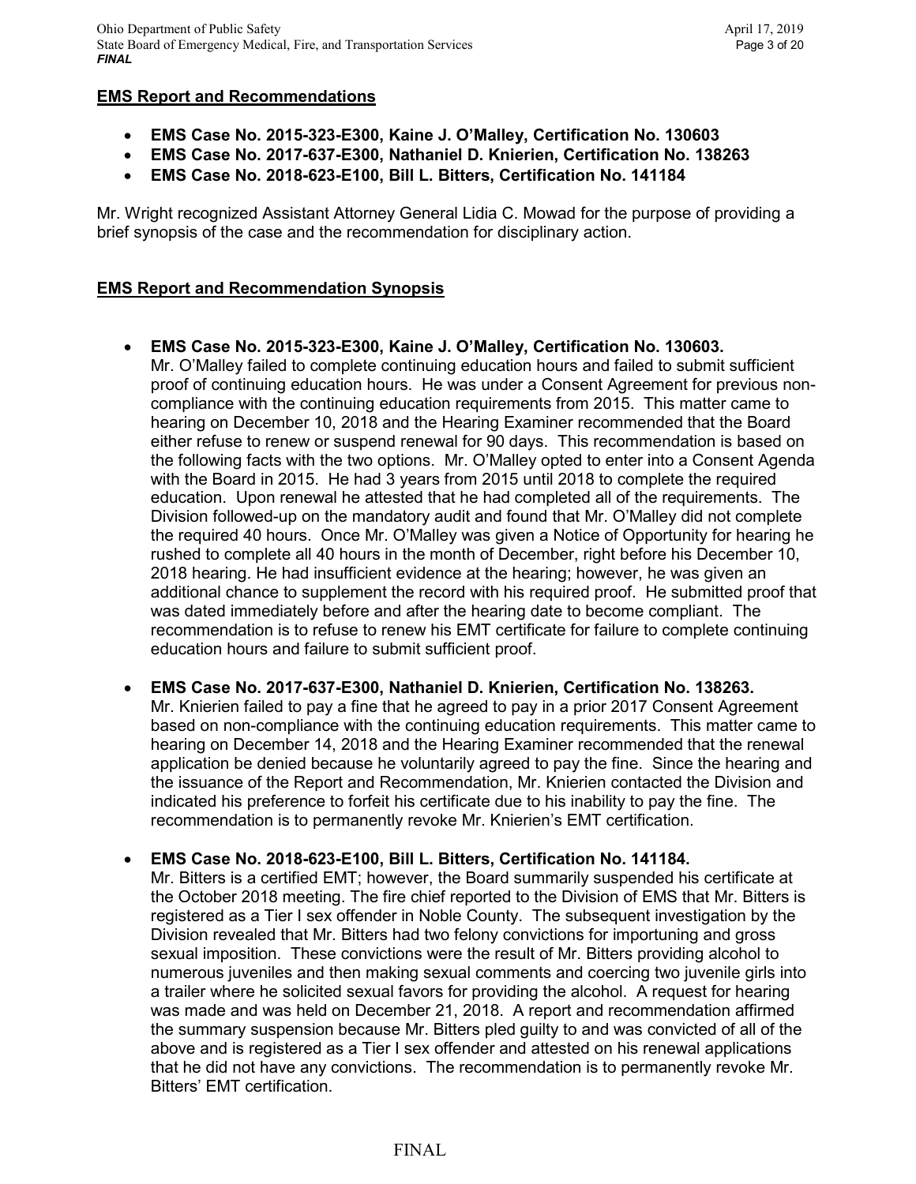**EMS Report and Recommendations**

- **EMS Case No. 2015-323-E300, Kaine J. O'Malley, Certification No. 130603**
- **EMS Case No. 2017-637-E300, Nathaniel D. Knierien, Certification No. 138263**
- **EMS Case No. 2018-623-E100, Bill L. Bitters, Certification No. 141184**

Mr. Wright recognized Assistant Attorney General Lidia C. Mowad for the purpose of providing a brief synopsis of the case and the recommendation for disciplinary action.

**EMS Report and Recommendation Synopsis**

- **EMS Case No. 2015-323-E300, Kaine J. O'Malley, Certification No. 130603.** Mr. O'Malley failed to complete continuing education hours and failed to submit sufficient proof of continuing education hours. He was under a Consent Agreement for previous non-compliance with the continuing education requirements from 2015. This matter came to hearing on December 10, 2018 and the Hearing Examiner recommended that the Board either refuse to renew or suspend renewal for 90 days. This recommendation is based on the following facts with the two options. Mr. O'Malley opted to enter into a Consent Agenda with the Board in 2015. He had 3 years from 2015 until 2018 to complete the required education. Upon renewal he attested that he had completed all of the requirements. The Division followed-up on the mandatory audit and found that Mr. O'Malley did not complete the required 40 hours. Once Mr. O'Malley was given a Notice of Opportunity for hearing he rushed to complete all 40 hours in the month of December, right before his December 10, 2018 hearing. He had insufficient evidence at the hearing; however, he was given an additional chance to supplement the record with his required proof. He submitted proof that was dated immediately before and after the hearing date to become compliant. The recommendation is to refuse to renew his EMT certificate for failure to complete continuing education hours and failure to submit sufficient proof.

- **EMS Case No. 2017-637-E300, Nathaniel D. Knierien, Certification No. 138263.** Mr. Knierien failed to pay a fine that he agreed to pay in a prior 2017 Consent Agreement based on non-compliance with the continuing education requirements. This matter came to hearing on December 14, 2018 and the Hearing Examiner recommended that the renewal application be denied because he voluntarily agreed to pay the fine. Since the hearing and the issuance of the Report and Recommendation, Mr. Knierien contacted the Division and indicated his preference to forfeit his certificate due to his inability to pay the fine. The recommendation is to permanently revoke Mr. Knierien's EMT certification.

- **EMS Case No. 2018-623-E100, Bill L. Bitters, Certification No. 141184.** Mr. Bitters is a certified EMT; however, the Board summarily suspended his certificate at the October 2018 meeting. The fire chief reported to the Division of EMS that Mr. Bitters is registered as a Tier I sex offender in Noble County. The subsequent investigation by the Division revealed that Mr. Bitters had two felony convictions for importuning and gross sexual imposition. These convictions were the result of Mr. Bitters providing alcohol to numerous juveniles and then making sexual comments and coercing two juvenile girls into a trailer where he solicited sexual favors for providing the alcohol. A request for hearing was made and was held on December 21, 2018. A report and recommendation affirmed the summary suspension because Mr. Bitters pled guilty to and was convicted of all of the above and is registered as a Tier I sex offender and attested on his renewal applications that he did not have any convictions. The recommendation is to permanently revoke Mr. Bitters' EMT certification.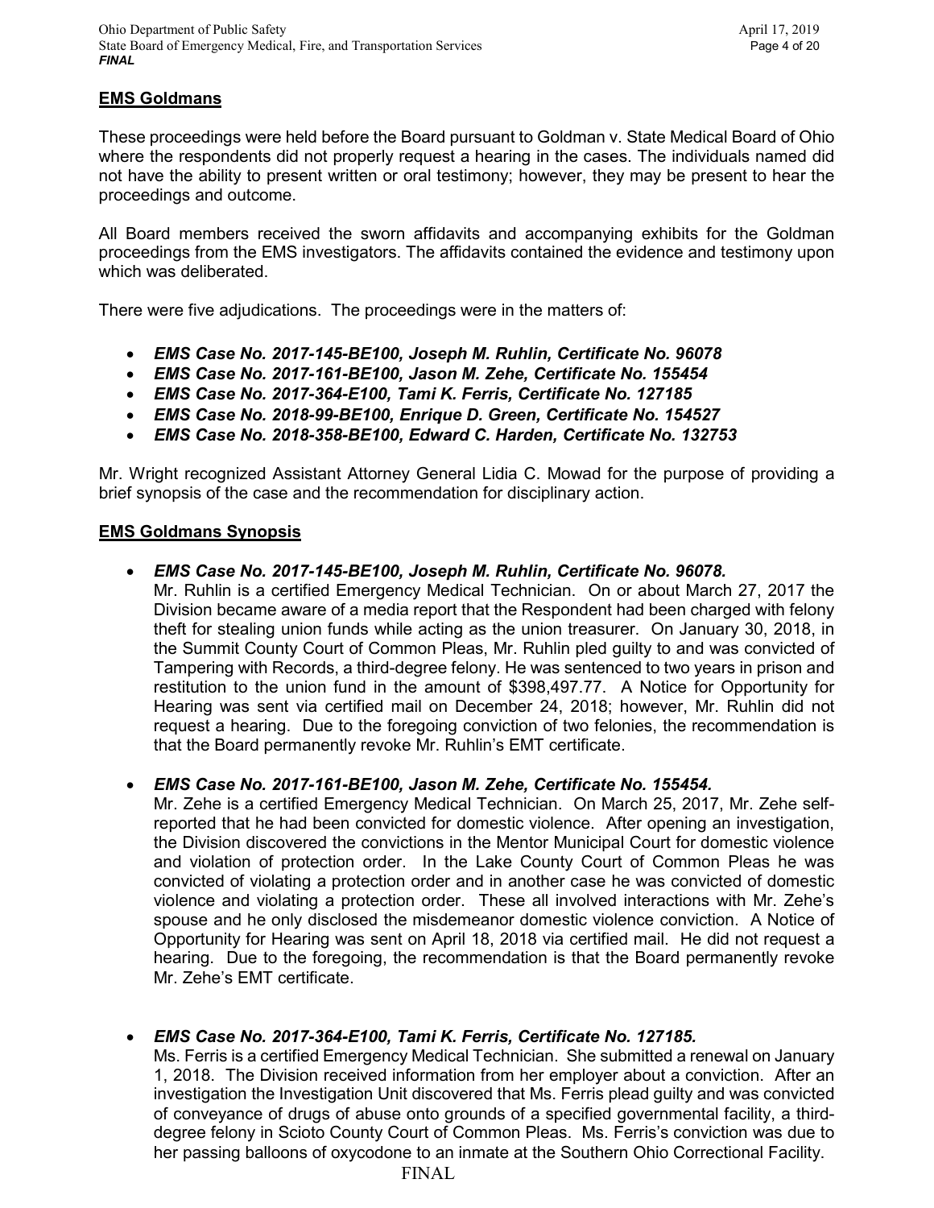## EMS Goldmans

These proceedings were held before the Board pursuant to Goldman v. State Medical Board of Ohio where the respondents did not properly request a hearing in the cases. The individuals named did not have the ability to present written or oral testimony; however, they may be present to hear the proceedings and outcome.

All Board members received the sworn affidavits and accompanying exhibits for the Goldman proceedings from the EMS investigators. The affidavits contained the evidence and testimony upon which was deliberated.

There were five adjudications. The proceedings were in the matters of:

- ***EMS Case No. 2017-145-BE100, Joseph M. Ruhlin, Certificate No. 96078***
- ***EMS Case No. 2017-161-BE100, Jason M. Zehe, Certificate No. 155454***
- ***EMS Case No. 2017-364-E100, Tami K. Ferris, Certificate No. 127185***
- ***EMS Case No. 2018-99-BE100, Enrique D. Green, Certificate No. 154527***
- ***EMS Case No. 2018-358-BE100, Edward C. Harden, Certificate No. 132753***

Mr. Wright recognized Assistant Attorney General Lidia C. Mowad for the purpose of providing a brief synopsis of the case and the recommendation for disciplinary action.

## EMS Goldmans Synopsis

- ***EMS Case No. 2017-145-BE100, Joseph M. Ruhlin, Certificate No. 96078.***
  Mr. Ruhlin is a certified Emergency Medical Technician. On or about March 27, 2017 the Division became aware of a media report that the Respondent had been charged with felony theft for stealing union funds while acting as the union treasurer. On January 30, 2018, in the Summit County Court of Common Pleas, Mr. Ruhlin pled guilty to and was convicted of Tampering with Records, a third-degree felony. He was sentenced to two years in prison and restitution to the union fund in the amount of $398,497.77. A Notice for Opportunity for Hearing was sent via certified mail on December 24, 2018; however, Mr. Ruhlin did not request a hearing. Due to the foregoing conviction of two felonies, the recommendation is that the Board permanently revoke Mr. Ruhlin's EMT certificate.

- ***EMS Case No. 2017-161-BE100, Jason M. Zehe, Certificate No. 155454.***
  Mr. Zehe is a certified Emergency Medical Technician. On March 25, 2017, Mr. Zehe self-reported that he had been convicted for domestic violence. After opening an investigation, the Division discovered the convictions in the Mentor Municipal Court for domestic violence and violation of protection order. In the Lake County Court of Common Pleas he was convicted of violating a protection order and in another case he was convicted of domestic violence and violating a protection order. These all involved interactions with Mr. Zehe's spouse and he only disclosed the misdemeanor domestic violence conviction. A Notice of Opportunity for Hearing was sent on April 18, 2018 via certified mail. He did not request a hearing. Due to the foregoing, the recommendation is that the Board permanently revoke Mr. Zehe's EMT certificate.

- ***EMS Case No. 2017-364-E100, Tami K. Ferris, Certificate No. 127185.***
  Ms. Ferris is a certified Emergency Medical Technician. She submitted a renewal on January 1, 2018. The Division received information from her employer about a conviction. After an investigation the Investigation Unit discovered that Ms. Ferris plead guilty and was convicted of conveyance of drugs of abuse onto grounds of a specified governmental facility, a third-degree felony in Scioto County Court of Common Pleas. Ms. Ferris's conviction was due to her passing balloons of oxycodone to an inmate at the Southern Ohio Correctional Facility.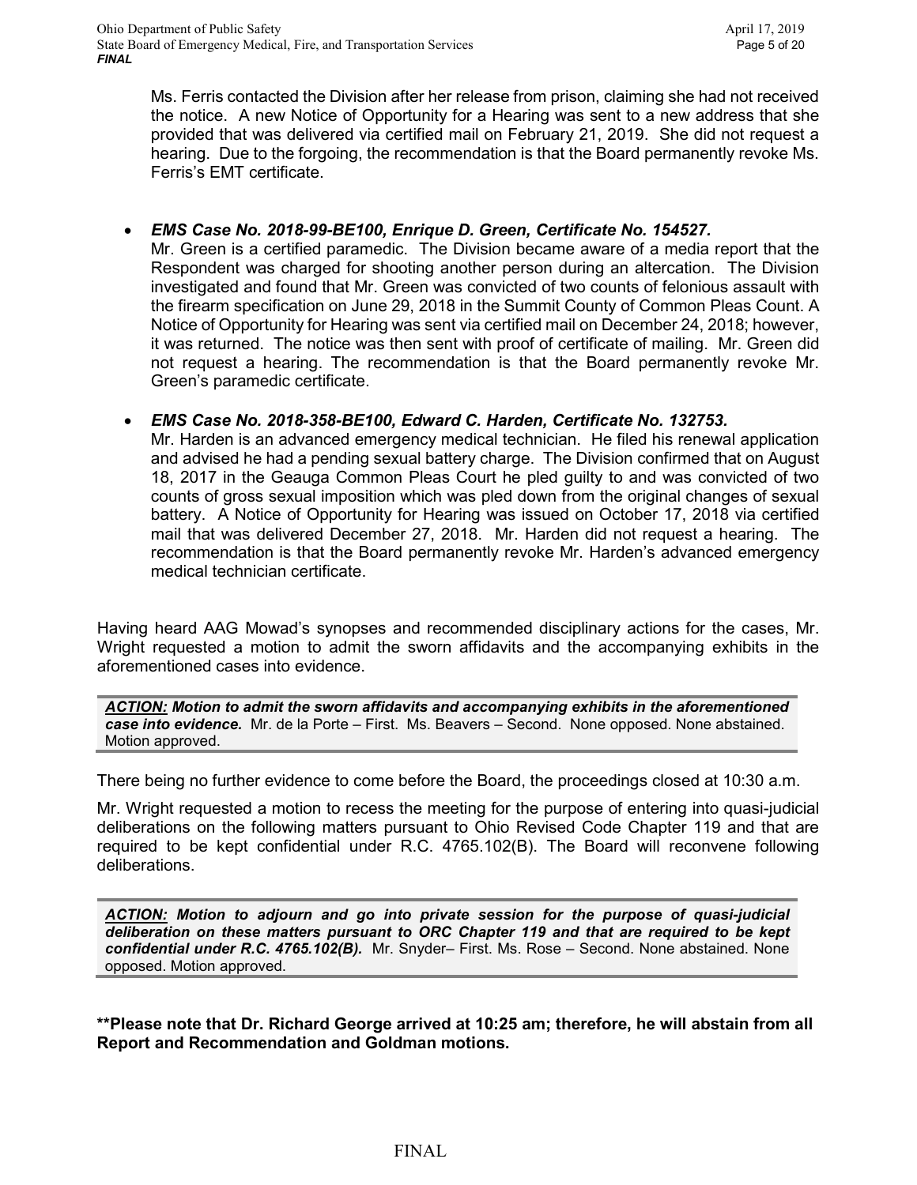Ms. Ferris contacted the Division after her release from prison, claiming she had not received the notice. A new Notice of Opportunity for a Hearing was sent to a new address that she provided that was delivered via certified mail on February 21, 2019. She did not request a hearing. Due to the forgoing, the recommendation is that the Board permanently revoke Ms. Ferris's EMT certificate.

- ***EMS Case No. 2018-99-BE100, Enrique D. Green, Certificate No. 154527.***
  Mr. Green is a certified paramedic. The Division became aware of a media report that the Respondent was charged for shooting another person during an altercation. The Division investigated and found that Mr. Green was convicted of two counts of felonious assault with the firearm specification on June 29, 2018 in the Summit County of Common Pleas Count. A Notice of Opportunity for Hearing was sent via certified mail on December 24, 2018; however, it was returned. The notice was then sent with proof of certificate of mailing. Mr. Green did not request a hearing. The recommendation is that the Board permanently revoke Mr. Green's paramedic certificate.

- ***EMS Case No. 2018-358-BE100, Edward C. Harden, Certificate No. 132753.***
  Mr. Harden is an advanced emergency medical technician. He filed his renewal application and advised he had a pending sexual battery charge. The Division confirmed that on August 18, 2017 in the Geauga Common Pleas Court he pled guilty to and was convicted of two counts of gross sexual imposition which was pled down from the original changes of sexual battery. A Notice of Opportunity for Hearing was issued on October 17, 2018 via certified mail that was delivered December 27, 2018. Mr. Harden did not request a hearing. The recommendation is that the Board permanently revoke Mr. Harden's advanced emergency medical technician certificate.

Having heard AAG Mowad's synopses and recommended disciplinary actions for the cases, Mr. Wright requested a motion to admit the sworn affidavits and the accompanying exhibits in the aforementioned cases into evidence.

***ACTION:** **Motion to admit the sworn affidavits and accompanying exhibits in the aforementioned case into evidence.*** Mr. de la Porte – First. Ms. Beavers – Second. None opposed. None abstained. Motion approved.

There being no further evidence to come before the Board, the proceedings closed at 10:30 a.m.

Mr. Wright requested a motion to recess the meeting for the purpose of entering into quasi-judicial deliberations on the following matters pursuant to Ohio Revised Code Chapter 119 and that are required to be kept confidential under R.C. 4765.102(B). The Board will reconvene following deliberations.

***ACTION:** **Motion to adjourn and go into private session for the purpose of quasi-judicial deliberation on these matters pursuant to ORC Chapter 119 and that are required to be kept confidential under R.C. 4765.102(B).*** Mr. Snyder– First. Ms. Rose – Second. None abstained. None opposed. Motion approved.

**\*\*Please note that Dr. Richard George arrived at 10:25 am; therefore, he will abstain from all Report and Recommendation and Goldman motions.**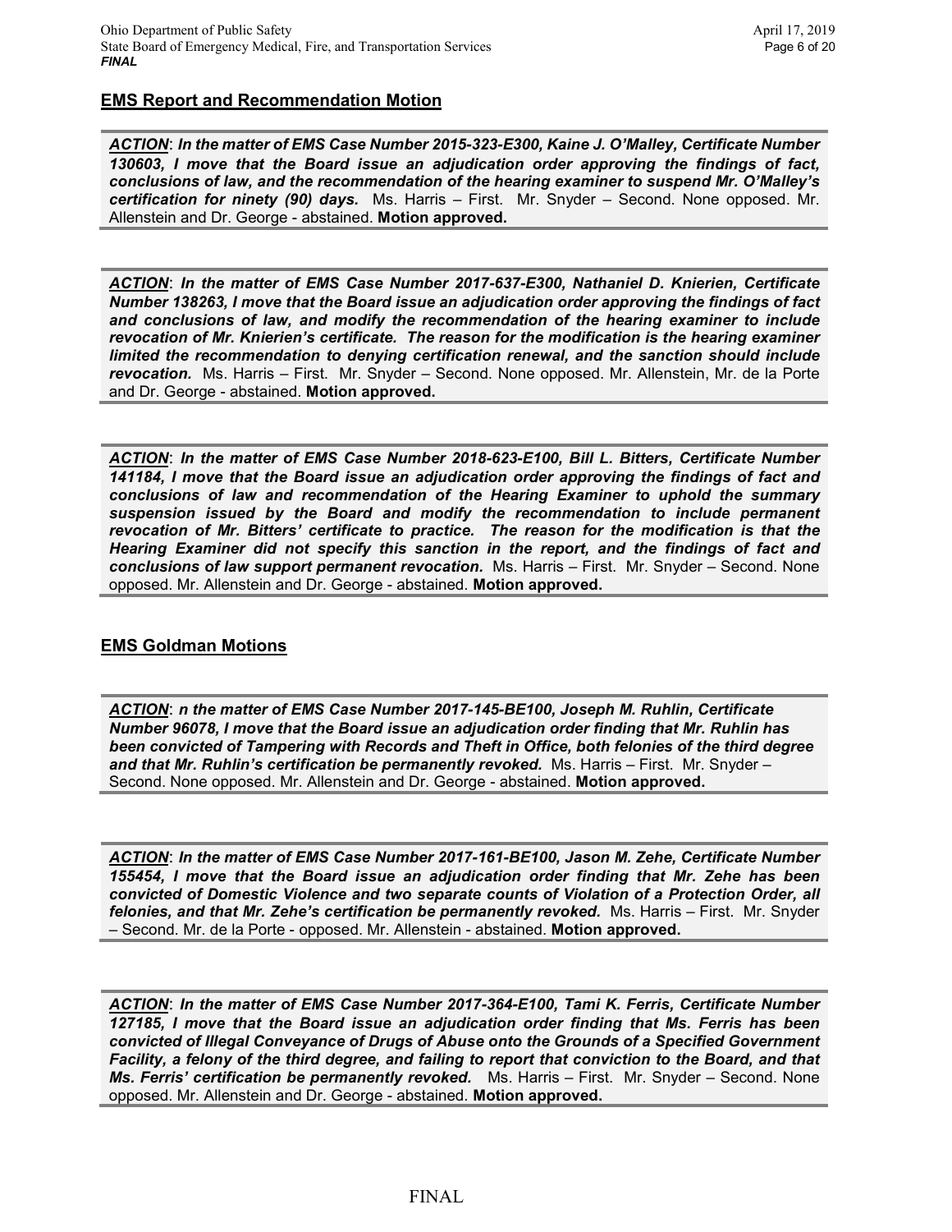## EMS Report and Recommendation Motion

***ACTION*: *In the matter of EMS Case Number 2015-323-E300, Kaine J. O'Malley, Certificate Number 130603, I move that the Board issue an adjudication order approving the findings of fact, conclusions of law, and the recommendation of the hearing examiner to suspend Mr. O'Malley's certification for ninety (90) days.*** Ms. Harris – First. Mr. Snyder – Second. None opposed. Mr. Allenstein and Dr. George - abstained. **Motion approved.**

***ACTION*: *In the matter of EMS Case Number 2017-637-E300, Nathaniel D. Knierien, Certificate Number 138263, I move that the Board issue an adjudication order approving the findings of fact and conclusions of law, and modify the recommendation of the hearing examiner to include revocation of Mr. Knierien's certificate. The reason for the modification is the hearing examiner limited the recommendation to denying certification renewal, and the sanction should include revocation.*** Ms. Harris – First. Mr. Snyder – Second. None opposed. Mr. Allenstein, Mr. de la Porte and Dr. George - abstained. **Motion approved.**

***ACTION*: *In the matter of EMS Case Number 2018-623-E100, Bill L. Bitters, Certificate Number 141184, I move that the Board issue an adjudication order approving the findings of fact and conclusions of law and recommendation of the Hearing Examiner to uphold the summary suspension issued by the Board and modify the recommendation to include permanent revocation of Mr. Bitters' certificate to practice. The reason for the modification is that the Hearing Examiner did not specify this sanction in the report, and the findings of fact and conclusions of law support permanent revocation.*** Ms. Harris – First. Mr. Snyder – Second. None opposed. Mr. Allenstein and Dr. George - abstained. **Motion approved.**

## EMS Goldman Motions

***ACTION*: *n the matter of EMS Case Number 2017-145-BE100, Joseph M. Ruhlin, Certificate Number 96078, I move that the Board issue an adjudication order finding that Mr. Ruhlin has been convicted of Tampering with Records and Theft in Office, both felonies of the third degree and that Mr. Ruhlin's certification be permanently revoked.*** Ms. Harris – First. Mr. Snyder – Second. None opposed. Mr. Allenstein and Dr. George - abstained. **Motion approved.**

***ACTION*: *In the matter of EMS Case Number 2017-161-BE100, Jason M. Zehe, Certificate Number 155454, I move that the Board issue an adjudication order finding that Mr. Zehe has been convicted of Domestic Violence and two separate counts of Violation of a Protection Order, all felonies, and that Mr. Zehe's certification be permanently revoked.*** Ms. Harris – First. Mr. Snyder – Second. Mr. de la Porte - opposed. Mr. Allenstein - abstained. **Motion approved.**

***ACTION*: *In the matter of EMS Case Number 2017-364-E100, Tami K. Ferris, Certificate Number 127185, I move that the Board issue an adjudication order finding that Ms. Ferris has been convicted of Illegal Conveyance of Drugs of Abuse onto the Grounds of a Specified Government Facility, a felony of the third degree, and failing to report that conviction to the Board, and that Ms. Ferris' certification be permanently revoked.*** Ms. Harris – First. Mr. Snyder – Second. None opposed. Mr. Allenstein and Dr. George - abstained. **Motion approved.**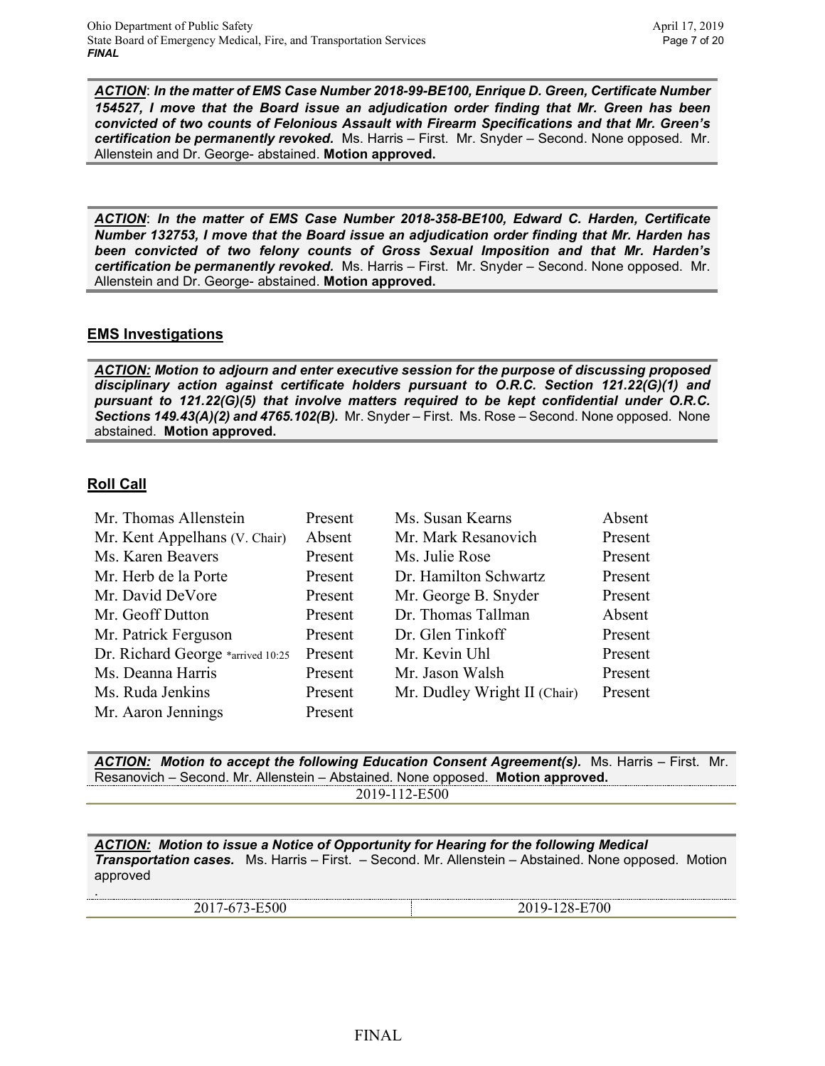***ACTION***: ***In the matter of EMS Case Number 2018-99-BE100, Enrique D. Green, Certificate Number 154527, I move that the Board issue an adjudication order finding that Mr. Green has been convicted of two counts of Felonious Assault with Firearm Specifications and that Mr. Green's certification be permanently revoked.*** Ms. Harris – First. Mr. Snyder – Second. None opposed. Mr. Allenstein and Dr. George- abstained. **Motion approved.**

***ACTION***: ***In the matter of EMS Case Number 2018-358-BE100, Edward C. Harden, Certificate Number 132753, I move that the Board issue an adjudication order finding that Mr. Harden has been convicted of two felony counts of Gross Sexual Imposition and that Mr. Harden's certification be permanently revoked.*** Ms. Harris – First. Mr. Snyder – Second. None opposed. Mr. Allenstein and Dr. George- abstained. **Motion approved.**

## EMS Investigations

***ACTION:*** ***Motion to adjourn and enter executive session for the purpose of discussing proposed disciplinary action against certificate holders pursuant to O.R.C. Section 121.22(G)(1) and pursuant to 121.22(G)(5) that involve matters required to be kept confidential under O.R.C. Sections 149.43(A)(2) and 4765.102(B).*** Mr. Snyder – First. Ms. Rose – Second. None opposed. None abstained. **Motion approved.**

## Roll Call

| | | | |
|---|---|---|---|
| Mr. Thomas Allenstein | Present | Ms. Susan Kearns | Absent |
| Mr. Kent Appelhans (V. Chair) | Absent | Mr. Mark Resanovich | Present |
| Ms. Karen Beavers | Present | Ms. Julie Rose | Present |
| Mr. Herb de la Porte | Present | Dr. Hamilton Schwartz | Present |
| Mr. David DeVore | Present | Mr. George B. Snyder | Present |
| Mr. Geoff Dutton | Present | Dr. Thomas Tallman | Absent |
| Mr. Patrick Ferguson | Present | Dr. Glen Tinkoff | Present |
| Dr. Richard George *arrived 10:25 | Present | Mr. Kevin Uhl | Present |
| Ms. Deanna Harris | Present | Mr. Jason Walsh | Present |
| Ms. Ruda Jenkins | Present | Mr. Dudley Wright II (Chair) | Present |
| Mr. Aaron Jennings | Present | | |

***ACTION:*** ***Motion to accept the following Education Consent Agreement(s).*** Ms. Harris – First. Mr. Resanovich – Second. Mr. Allenstein – Abstained. None opposed. **Motion approved.**

2019-112-E500

***ACTION:*** ***Motion to issue a Notice of Opportunity for Hearing for the following Medical Transportation cases.*** Ms. Harris – First. – Second. Mr. Allenstein – Abstained. None opposed. Motion approved

.

| | |
|---|---|
| 2017-673-E500 | 2019-128-E700 |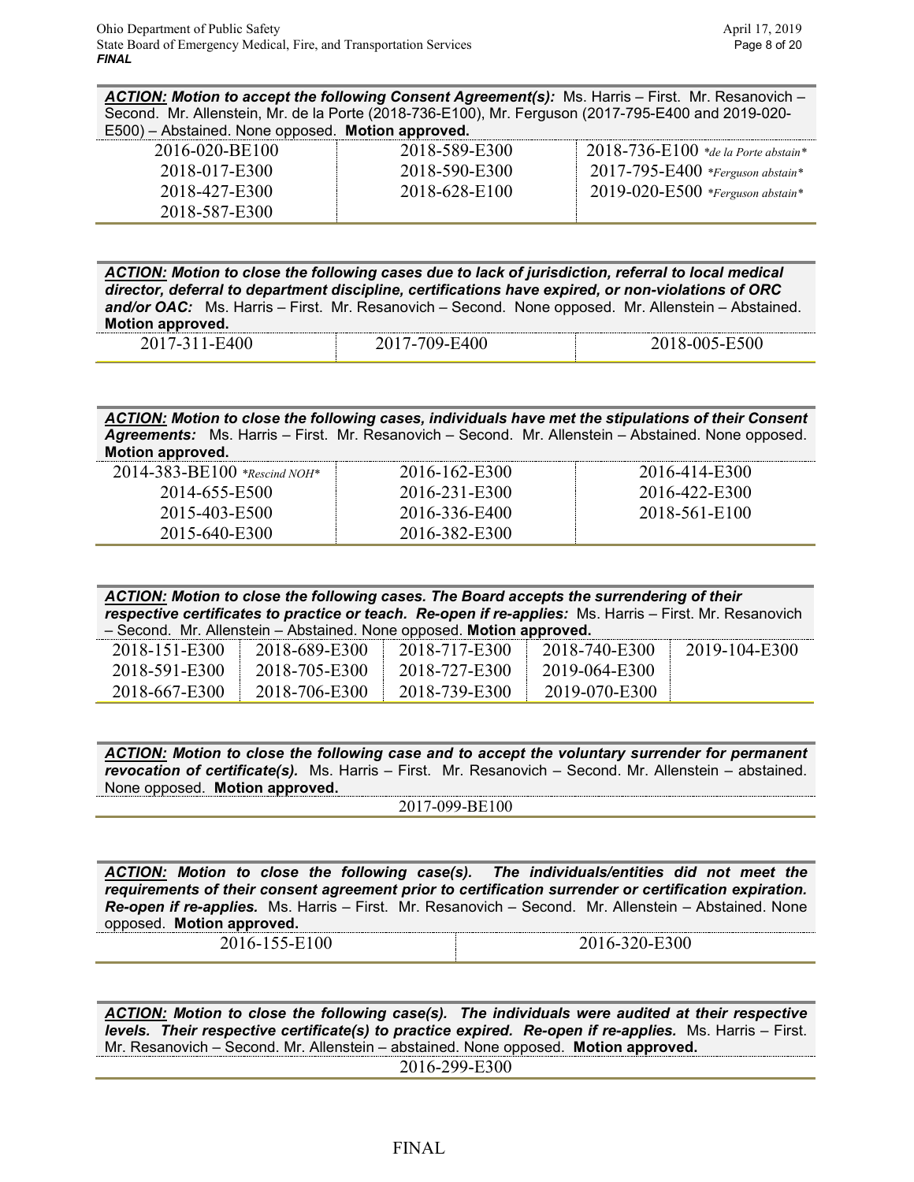***ACTION:*** ***Motion to accept the following Consent Agreement(s):*** Ms. Harris – First. Mr. Resanovich – Second. Mr. Allenstein, Mr. de la Porte (2018-736-E100), Mr. Ferguson (2017-795-E400 and 2019-020-E500) – Abstained. None opposed. **Motion approved.**

| | | |
|---|---|---|
| 2016-020-BE100 | 2018-589-E300 | 2018-736-E100 *\*de la Porte abstain\** |
| 2018-017-E300 | 2018-590-E300 | 2017-795-E400 *\*Ferguson abstain\** |
| 2018-427-E300 | 2018-628-E100 | 2019-020-E500 *\*Ferguson abstain\** |
| 2018-587-E300 | | |

***ACTION:*** ***Motion to close the following cases due to lack of jurisdiction, referral to local medical director, deferral to department discipline, certifications have expired, or non-violations of ORC and/or OAC:*** Ms. Harris – First. Mr. Resanovich – Second. None opposed. Mr. Allenstein – Abstained. **Motion approved.**

| | | |
|---|---|---|
| 2017-311-E400 | 2017-709-E400 | 2018-005-E500 |

***ACTION:*** ***Motion to close the following cases, individuals have met the stipulations of their Consent Agreements:*** Ms. Harris – First. Mr. Resanovich – Second. Mr. Allenstein – Abstained. None opposed. **Motion approved.**

| | | |
|---|---|---|
| 2014-383-BE100 *\*Rescind NOH\** | 2016-162-E300 | 2016-414-E300 |
| 2014-655-E500 | 2016-231-E300 | 2016-422-E300 |
| 2015-403-E500 | 2016-336-E400 | 2018-561-E100 |
| 2015-640-E300 | 2016-382-E300 | |

***ACTION:*** ***Motion to close the following cases. The Board accepts the surrendering of their respective certificates to practice or teach. Re-open if re-applies:*** Ms. Harris – First. Mr. Resanovich – Second. Mr. Allenstein – Abstained. None opposed. **Motion approved.**

| | | | | |
|---|---|---|---|---|
| 2018-151-E300 | 2018-689-E300 | 2018-717-E300 | 2018-740-E300 | 2019-104-E300 |
| 2018-591-E300 | 2018-705-E300 | 2018-727-E300 | 2019-064-E300 | |
| 2018-667-E300 | 2018-706-E300 | 2018-739-E300 | 2019-070-E300 | |

***ACTION:*** ***Motion to close the following case and to accept the voluntary surrender for permanent revocation of certificate(s).*** Ms. Harris – First. Mr. Resanovich – Second. Mr. Allenstein – abstained. None opposed. **Motion approved.**

2017-099-BE100

***ACTION:*** ***Motion to close the following case(s). The individuals/entities did not meet the requirements of their consent agreement prior to certification surrender or certification expiration. Re-open if re-applies.*** Ms. Harris – First. Mr. Resanovich – Second. Mr. Allenstein – Abstained. None opposed. **Motion approved.**

| | |
|---|---|
| 2016-155-E100 | 2016-320-E300 |

***ACTION:*** ***Motion to close the following case(s). The individuals were audited at their respective levels. Their respective certificate(s) to practice expired. Re-open if re-applies.*** Ms. Harris – First. Mr. Resanovich – Second. Mr. Allenstein – abstained. None opposed. **Motion approved.**

2016-299-E300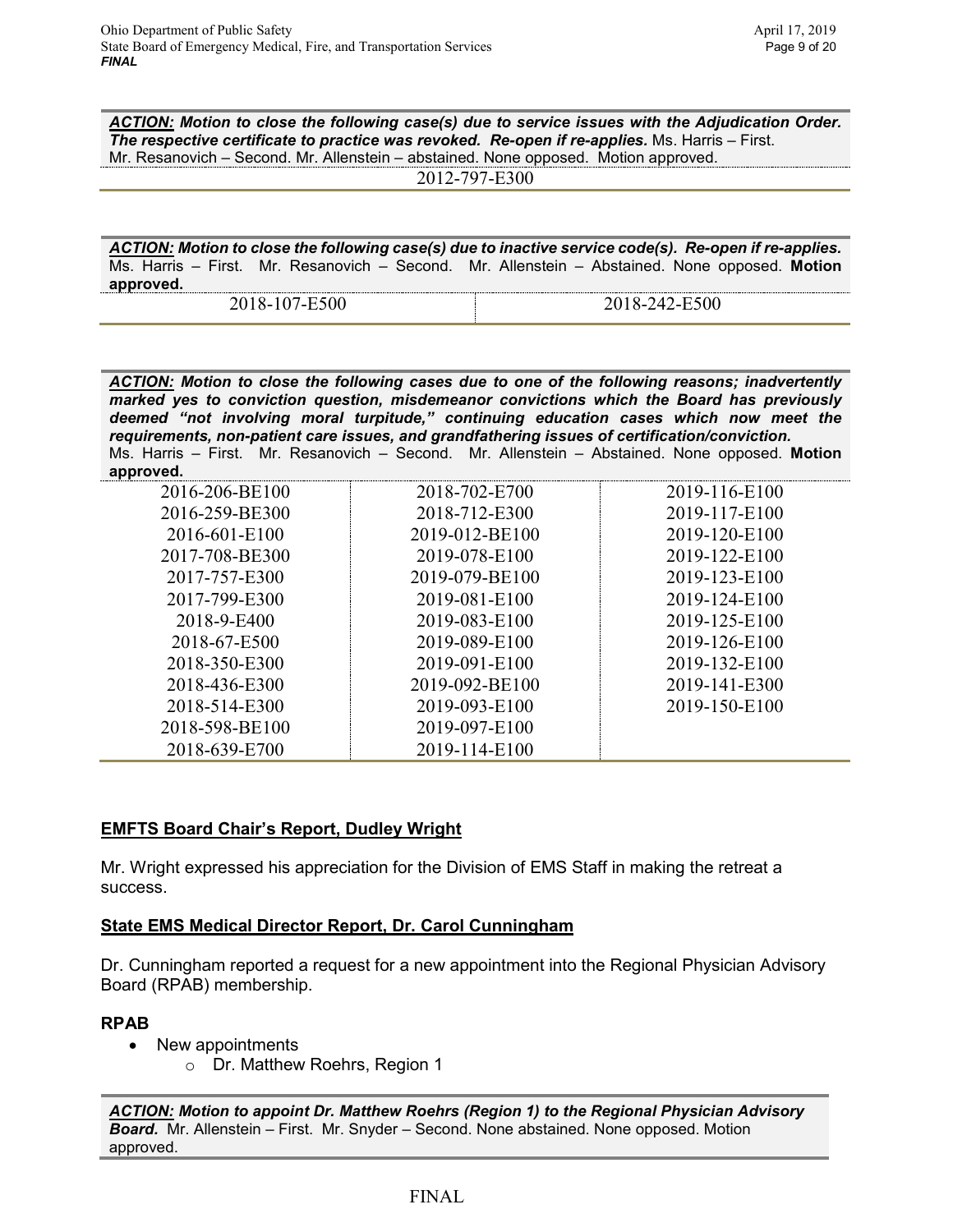***ACTION:*** ***Motion to close the following case(s) due to service issues with the Adjudication Order. The respective certificate to practice was revoked. Re-open if re-applies.*** Ms. Harris – First. Mr. Resanovich – Second. Mr. Allenstein – abstained. None opposed. Motion approved.

2012-797-E300

***ACTION:*** ***Motion to close the following case(s) due to inactive service code(s). Re-open if re-applies.*** Ms. Harris – First. Mr. Resanovich – Second. Mr. Allenstein – Abstained. None opposed. **Motion approved.**

| | |
|---|---|
| 2018-107-E500 | 2018-242-E500 |

***ACTION:*** ***Motion to close the following cases due to one of the following reasons; inadvertently marked yes to conviction question, misdemeanor convictions which the Board has previously deemed "not involving moral turpitude," continuing education cases which now meet the requirements, non-patient care issues, and grandfathering issues of certification/conviction.*** Ms. Harris – First. Mr. Resanovich – Second. Mr. Allenstein – Abstained. None opposed. **Motion approved.**

| | | |
|---|---|---|
| 2016-206-BE100 | 2018-702-E700 | 2019-116-E100 |
| 2016-259-BE300 | 2018-712-E300 | 2019-117-E100 |
| 2016-601-E100 | 2019-012-BE100 | 2019-120-E100 |
| 2017-708-BE300 | 2019-078-E100 | 2019-122-E100 |
| 2017-757-E300 | 2019-079-BE100 | 2019-123-E100 |
| 2017-799-E300 | 2019-081-E100 | 2019-124-E100 |
| 2018-9-E400 | 2019-083-E100 | 2019-125-E100 |
| 2018-67-E500 | 2019-089-E100 | 2019-126-E100 |
| 2018-350-E300 | 2019-091-E100 | 2019-132-E100 |
| 2018-436-E300 | 2019-092-BE100 | 2019-141-E300 |
| 2018-514-E300 | 2019-093-E100 | 2019-150-E100 |
| 2018-598-BE100 | 2019-097-E100 | |
| 2018-639-E700 | 2019-114-E100 | |

## **EMFTS Board Chair's Report, Dudley Wright**

Mr. Wright expressed his appreciation for the Division of EMS Staff in making the retreat a success.

## **State EMS Medical Director Report, Dr. Carol Cunningham**

Dr. Cunningham reported a request for a new appointment into the Regional Physician Advisory Board (RPAB) membership.

### **RPAB**

- New appointments
  - Dr. Matthew Roehrs, Region 1

***ACTION:*** ***Motion to appoint Dr. Matthew Roehrs (Region 1) to the Regional Physician Advisory Board.*** Mr. Allenstein – First. Mr. Snyder – Second. None abstained. None opposed. Motion approved.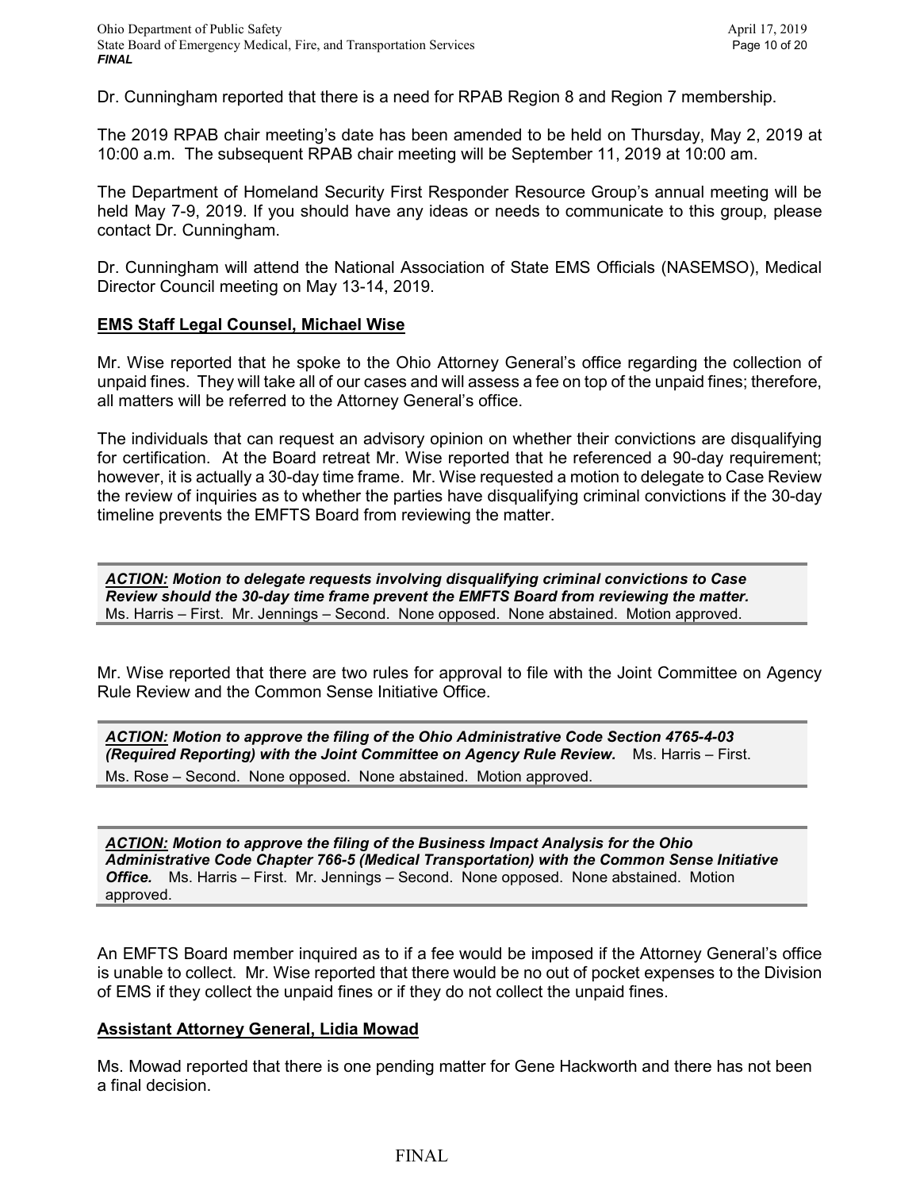Dr. Cunningham reported that there is a need for RPAB Region 8 and Region 7 membership.

The 2019 RPAB chair meeting's date has been amended to be held on Thursday, May 2, 2019 at 10:00 a.m. The subsequent RPAB chair meeting will be September 11, 2019 at 10:00 am.

The Department of Homeland Security First Responder Resource Group's annual meeting will be held May 7-9, 2019. If you should have any ideas or needs to communicate to this group, please contact Dr. Cunningham.

Dr. Cunningham will attend the National Association of State EMS Officials (NASEMSO), Medical Director Council meeting on May 13-14, 2019.

**EMS Staff Legal Counsel, Michael Wise**

Mr. Wise reported that he spoke to the Ohio Attorney General's office regarding the collection of unpaid fines. They will take all of our cases and will assess a fee on top of the unpaid fines; therefore, all matters will be referred to the Attorney General's office.

The individuals that can request an advisory opinion on whether their convictions are disqualifying for certification. At the Board retreat Mr. Wise reported that he referenced a 90-day requirement; however, it is actually a 30-day time frame. Mr. Wise requested a motion to delegate to Case Review the review of inquiries as to whether the parties have disqualifying criminal convictions if the 30-day timeline prevents the EMFTS Board from reviewing the matter.

***ACTION:* Motion to delegate requests involving disqualifying criminal convictions to Case Review should the 30-day time frame prevent the EMFTS Board from reviewing the matter.** Ms. Harris – First. Mr. Jennings – Second. None opposed. None abstained. Motion approved.

Mr. Wise reported that there are two rules for approval to file with the Joint Committee on Agency Rule Review and the Common Sense Initiative Office.

***ACTION:* Motion to approve the filing of the Ohio Administrative Code Section 4765-4-03 (Required Reporting) with the Joint Committee on Agency Rule Review.** Ms. Harris – First. Ms. Rose – Second. None opposed. None abstained. Motion approved.

***ACTION:* Motion to approve the filing of the Business Impact Analysis for the Ohio Administrative Code Chapter 766-5 (Medical Transportation) with the Common Sense Initiative Office.** Ms. Harris – First. Mr. Jennings – Second. None opposed. None abstained. Motion approved.

An EMFTS Board member inquired as to if a fee would be imposed if the Attorney General's office is unable to collect. Mr. Wise reported that there would be no out of pocket expenses to the Division of EMS if they collect the unpaid fines or if they do not collect the unpaid fines.

**Assistant Attorney General, Lidia Mowad**

Ms. Mowad reported that there is one pending matter for Gene Hackworth and there has not been a final decision.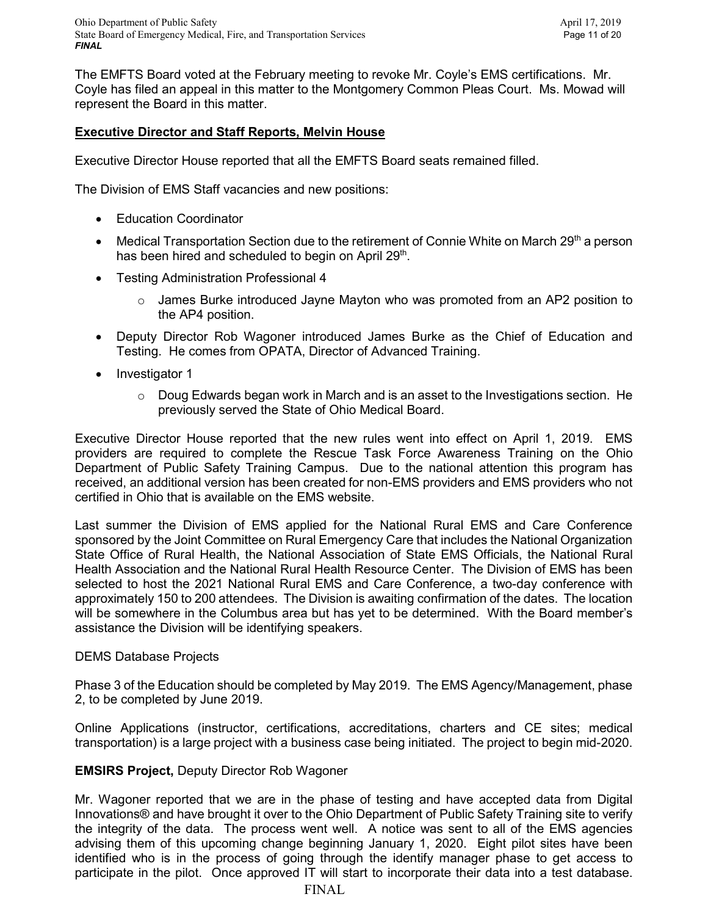The EMFTS Board voted at the February meeting to revoke Mr. Coyle's EMS certifications. Mr. Coyle has filed an appeal in this matter to the Montgomery Common Pleas Court. Ms. Mowad will represent the Board in this matter.

**Executive Director and Staff Reports, Melvin House**

Executive Director House reported that all the EMFTS Board seats remained filled.

The Division of EMS Staff vacancies and new positions:

- Education Coordinator
- Medical Transportation Section due to the retirement of Connie White on March 29th a person has been hired and scheduled to begin on April 29th.
- Testing Administration Professional 4
  - James Burke introduced Jayne Mayton who was promoted from an AP2 position to the AP4 position.
- Deputy Director Rob Wagoner introduced James Burke as the Chief of Education and Testing. He comes from OPATA, Director of Advanced Training.
- Investigator 1
  - Doug Edwards began work in March and is an asset to the Investigations section. He previously served the State of Ohio Medical Board.

Executive Director House reported that the new rules went into effect on April 1, 2019. EMS providers are required to complete the Rescue Task Force Awareness Training on the Ohio Department of Public Safety Training Campus. Due to the national attention this program has received, an additional version has been created for non-EMS providers and EMS providers who not certified in Ohio that is available on the EMS website.

Last summer the Division of EMS applied for the National Rural EMS and Care Conference sponsored by the Joint Committee on Rural Emergency Care that includes the National Organization State Office of Rural Health, the National Association of State EMS Officials, the National Rural Health Association and the National Rural Health Resource Center. The Division of EMS has been selected to host the 2021 National Rural EMS and Care Conference, a two-day conference with approximately 150 to 200 attendees. The Division is awaiting confirmation of the dates. The location will be somewhere in the Columbus area but has yet to be determined. With the Board member's assistance the Division will be identifying speakers.

DEMS Database Projects

Phase 3 of the Education should be completed by May 2019. The EMS Agency/Management, phase 2, to be completed by June 2019.

Online Applications (instructor, certifications, accreditations, charters and CE sites; medical transportation) is a large project with a business case being initiated. The project to begin mid-2020.

**EMSIRS Project,** Deputy Director Rob Wagoner

Mr. Wagoner reported that we are in the phase of testing and have accepted data from Digital Innovations® and have brought it over to the Ohio Department of Public Safety Training site to verify the integrity of the data. The process went well. A notice was sent to all of the EMS agencies advising them of this upcoming change beginning January 1, 2020. Eight pilot sites have been identified who is in the process of going through the identify manager phase to get access to participate in the pilot. Once approved IT will start to incorporate their data into a test database.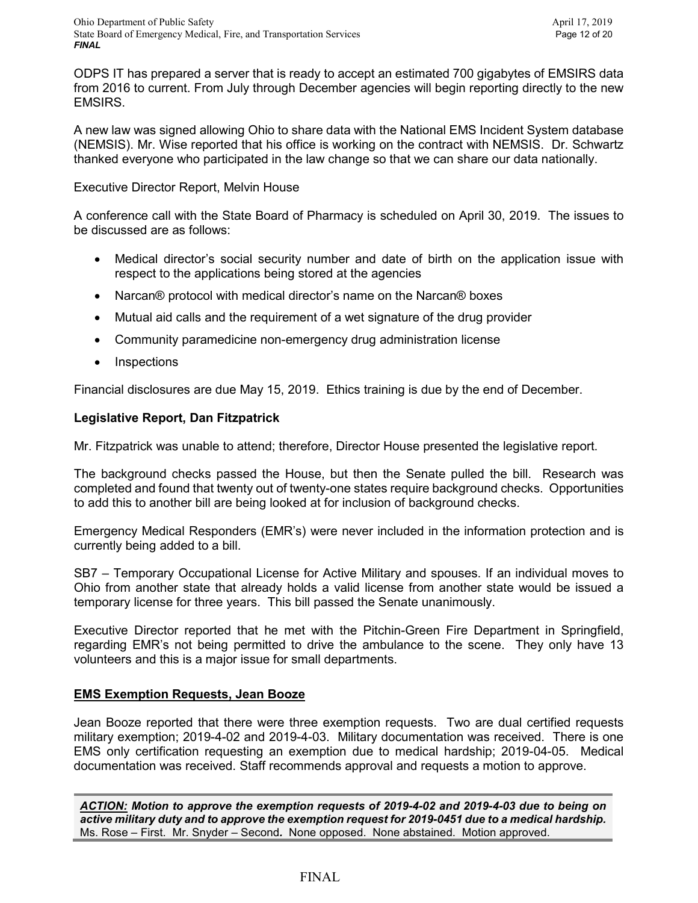ODPS IT has prepared a server that is ready to accept an estimated 700 gigabytes of EMSIRS data from 2016 to current. From July through December agencies will begin reporting directly to the new EMSIRS.

A new law was signed allowing Ohio to share data with the National EMS Incident System database (NEMSIS). Mr. Wise reported that his office is working on the contract with NEMSIS. Dr. Schwartz thanked everyone who participated in the law change so that we can share our data nationally.

Executive Director Report, Melvin House

A conference call with the State Board of Pharmacy is scheduled on April 30, 2019. The issues to be discussed are as follows:

- Medical director's social security number and date of birth on the application issue with respect to the applications being stored at the agencies
- Narcan® protocol with medical director's name on the Narcan® boxes
- Mutual aid calls and the requirement of a wet signature of the drug provider
- Community paramedicine non-emergency drug administration license
- Inspections

Financial disclosures are due May 15, 2019. Ethics training is due by the end of December.

**Legislative Report, Dan Fitzpatrick**

Mr. Fitzpatrick was unable to attend; therefore, Director House presented the legislative report.

The background checks passed the House, but then the Senate pulled the bill. Research was completed and found that twenty out of twenty-one states require background checks. Opportunities to add this to another bill are being looked at for inclusion of background checks.

Emergency Medical Responders (EMR's) were never included in the information protection and is currently being added to a bill.

SB7 – Temporary Occupational License for Active Military and spouses. If an individual moves to Ohio from another state that already holds a valid license from another state would be issued a temporary license for three years. This bill passed the Senate unanimously.

Executive Director reported that he met with the Pitchin-Green Fire Department in Springfield, regarding EMR's not being permitted to drive the ambulance to the scene. They only have 13 volunteers and this is a major issue for small departments.

**<u>EMS Exemption Requests, Jean Booze</u>**

Jean Booze reported that there were three exemption requests. Two are dual certified requests military exemption; 2019-4-02 and 2019-4-03. Military documentation was received. There is one EMS only certification requesting an exemption due to medical hardship; 2019-04-05. Medical documentation was received. Staff recommends approval and requests a motion to approve.

***<u>ACTION:</u> Motion to approve the exemption requests of 2019-4-02 and 2019-4-03 due to being on active military duty and to approve the exemption request for 2019-0451 due to a medical hardship.***
Ms. Rose – First. Mr. Snyder – Second***.*** None opposed. None abstained. Motion approved.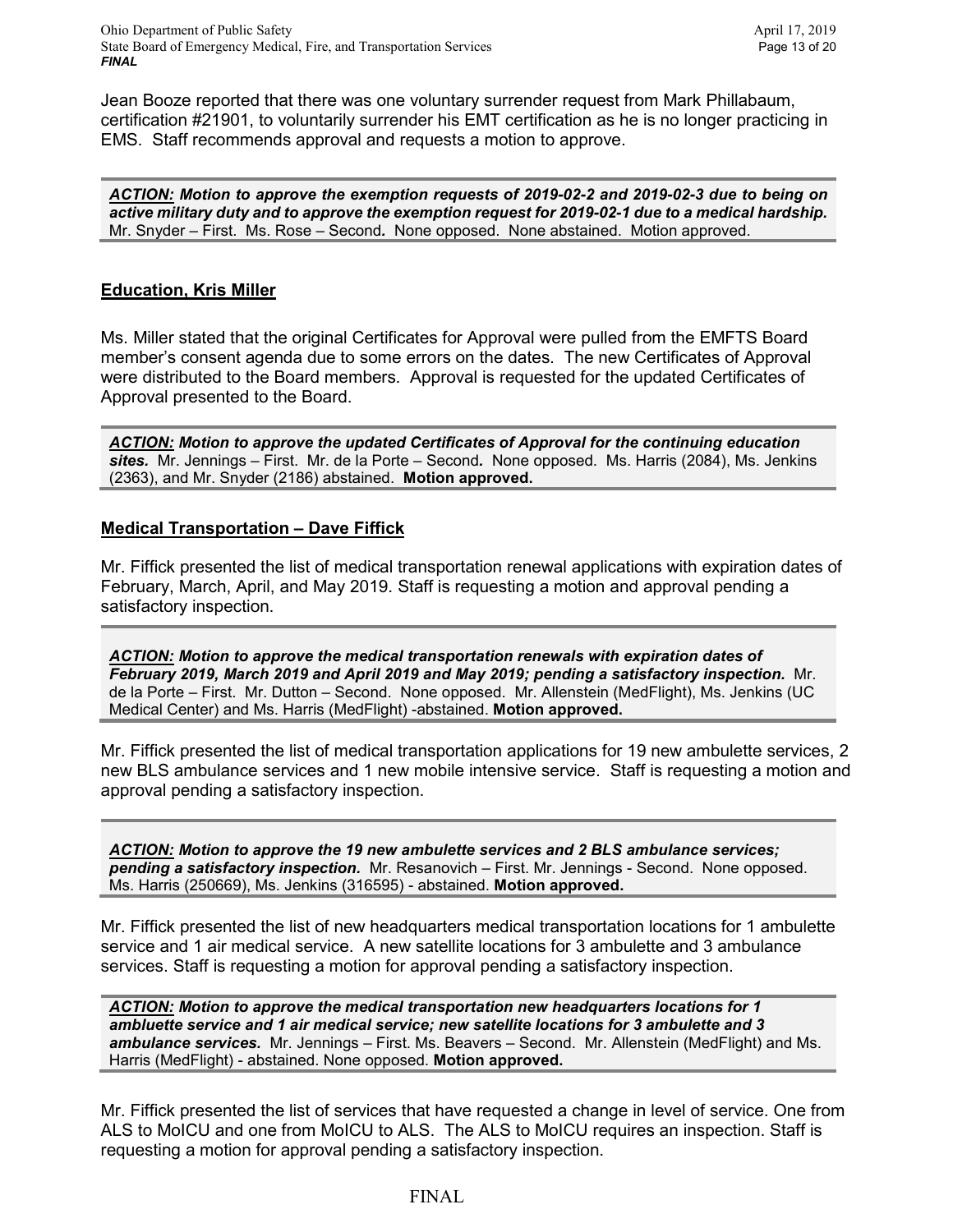Jean Booze reported that there was one voluntary surrender request from Mark Phillabaum, certification #21901, to voluntarily surrender his EMT certification as he is no longer practicing in EMS. Staff recommends approval and requests a motion to approve.

***ACTION:* Motion to approve the exemption requests of 2019-02-2 and 2019-02-3 due to being on active military duty and to approve the exemption request for 2019-02-1 due to a medical hardship.** Mr. Snyder – First. Ms. Rose – Second. None opposed. None abstained. Motion approved.

## Education, Kris Miller

Ms. Miller stated that the original Certificates for Approval were pulled from the EMFTS Board member's consent agenda due to some errors on the dates. The new Certificates of Approval were distributed to the Board members. Approval is requested for the updated Certificates of Approval presented to the Board.

***ACTION:* Motion to approve the updated Certificates of Approval for the continuing education sites.** Mr. Jennings – First. Mr. de la Porte – Second. None opposed. Ms. Harris (2084), Ms. Jenkins (2363), and Mr. Snyder (2186) abstained. **Motion approved.**

## Medical Transportation – Dave Fiffick

Mr. Fiffick presented the list of medical transportation renewal applications with expiration dates of February, March, April, and May 2019. Staff is requesting a motion and approval pending a satisfactory inspection.

***ACTION:* Motion to approve the medical transportation renewals with expiration dates of February 2019, March 2019 and April 2019 and May 2019; pending a satisfactory inspection.** Mr. de la Porte – First. Mr. Dutton – Second. None opposed. Mr. Allenstein (MedFlight), Ms. Jenkins (UC Medical Center) and Ms. Harris (MedFlight) -abstained. **Motion approved.**

Mr. Fiffick presented the list of medical transportation applications for 19 new ambulette services, 2 new BLS ambulance services and 1 new mobile intensive service. Staff is requesting a motion and approval pending a satisfactory inspection.

***ACTION:* Motion to approve the 19 new ambulette services and 2 BLS ambulance services; pending a satisfactory inspection.** Mr. Resanovich – First. Mr. Jennings - Second. None opposed. Ms. Harris (250669), Ms. Jenkins (316595) - abstained. **Motion approved.**

Mr. Fiffick presented the list of new headquarters medical transportation locations for 1 ambulette service and 1 air medical service. A new satellite locations for 3 ambulette and 3 ambulance services. Staff is requesting a motion for approval pending a satisfactory inspection.

***ACTION:* Motion to approve the medical transportation new headquarters locations for 1 ambluette service and 1 air medical service; new satellite locations for 3 ambulette and 3 ambulance services.** Mr. Jennings – First. Ms. Beavers – Second. Mr. Allenstein (MedFlight) and Ms. Harris (MedFlight) - abstained. None opposed. **Motion approved.**

Mr. Fiffick presented the list of services that have requested a change in level of service. One from ALS to MoICU and one from MoICU to ALS. The ALS to MoICU requires an inspection. Staff is requesting a motion for approval pending a satisfactory inspection.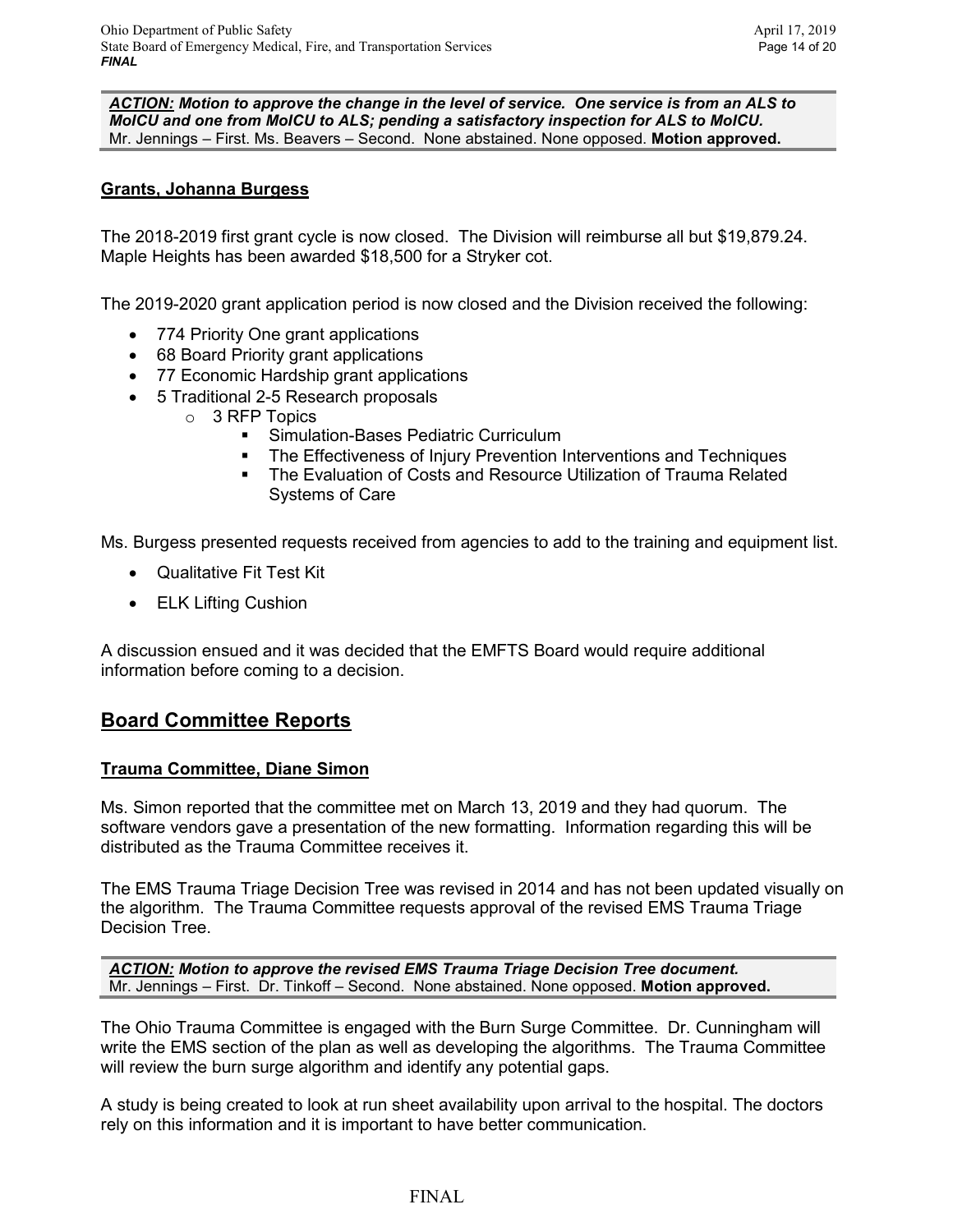***ACTION:*** ***Motion to approve the change in the level of service. One service is from an ALS to MoICU and one from MoICU to ALS; pending a satisfactory inspection for ALS to MoICU.***
Mr. Jennings – First. Ms. Beavers – Second. None abstained. None opposed. **Motion approved.**

### Grants, Johanna Burgess

The 2018-2019 first grant cycle is now closed. The Division will reimburse all but $19,879.24. Maple Heights has been awarded $18,500 for a Stryker cot.

The 2019-2020 grant application period is now closed and the Division received the following:

- 774 Priority One grant applications
- 68 Board Priority grant applications
- 77 Economic Hardship grant applications
- 5 Traditional 2-5 Research proposals
  - 3 RFP Topics
    - Simulation-Bases Pediatric Curriculum
    - The Effectiveness of Injury Prevention Interventions and Techniques
    - The Evaluation of Costs and Resource Utilization of Trauma Related Systems of Care

Ms. Burgess presented requests received from agencies to add to the training and equipment list.

- Qualitative Fit Test Kit
- ELK Lifting Cushion

A discussion ensued and it was decided that the EMFTS Board would require additional information before coming to a decision.

## Board Committee Reports

### Trauma Committee, Diane Simon

Ms. Simon reported that the committee met on March 13, 2019 and they had quorum. The software vendors gave a presentation of the new formatting. Information regarding this will be distributed as the Trauma Committee receives it.

The EMS Trauma Triage Decision Tree was revised in 2014 and has not been updated visually on the algorithm. The Trauma Committee requests approval of the revised EMS Trauma Triage Decision Tree.

***ACTION:*** ***Motion to approve the revised EMS Trauma Triage Decision Tree document.***
Mr. Jennings – First. Dr. Tinkoff – Second. None abstained. None opposed. **Motion approved.**

The Ohio Trauma Committee is engaged with the Burn Surge Committee. Dr. Cunningham will write the EMS section of the plan as well as developing the algorithms. The Trauma Committee will review the burn surge algorithm and identify any potential gaps.

A study is being created to look at run sheet availability upon arrival to the hospital. The doctors rely on this information and it is important to have better communication.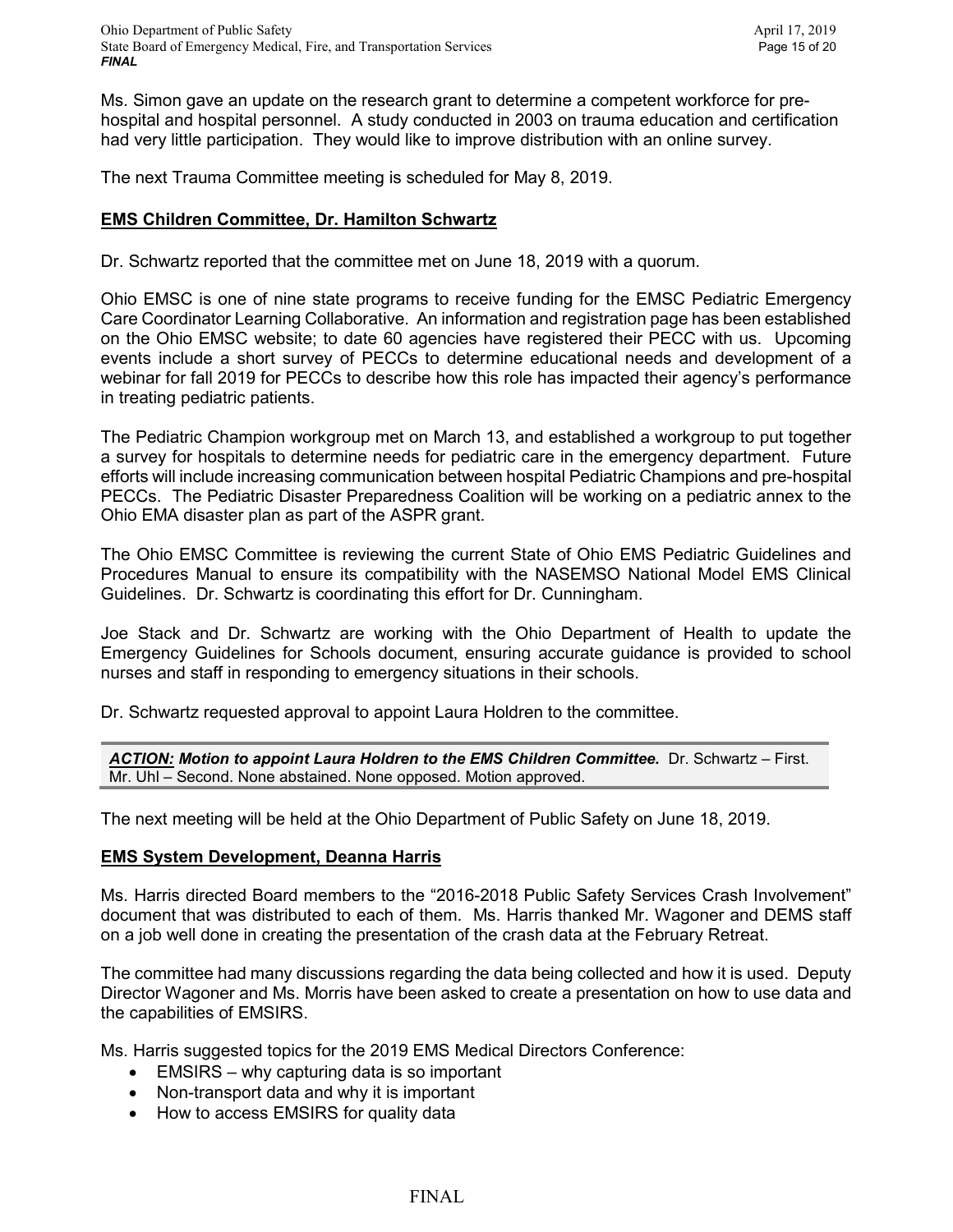Ms. Simon gave an update on the research grant to determine a competent workforce for pre-hospital and hospital personnel. A study conducted in 2003 on trauma education and certification had very little participation. They would like to improve distribution with an online survey.

The next Trauma Committee meeting is scheduled for May 8, 2019.

## EMS Children Committee, Dr. Hamilton Schwartz

Dr. Schwartz reported that the committee met on June 18, 2019 with a quorum.

Ohio EMSC is one of nine state programs to receive funding for the EMSC Pediatric Emergency Care Coordinator Learning Collaborative. An information and registration page has been established on the Ohio EMSC website; to date 60 agencies have registered their PECC with us. Upcoming events include a short survey of PECCs to determine educational needs and development of a webinar for fall 2019 for PECCs to describe how this role has impacted their agency's performance in treating pediatric patients.

The Pediatric Champion workgroup met on March 13, and established a workgroup to put together a survey for hospitals to determine needs for pediatric care in the emergency department. Future efforts will include increasing communication between hospital Pediatric Champions and pre-hospital PECCs. The Pediatric Disaster Preparedness Coalition will be working on a pediatric annex to the Ohio EMA disaster plan as part of the ASPR grant.

The Ohio EMSC Committee is reviewing the current State of Ohio EMS Pediatric Guidelines and Procedures Manual to ensure its compatibility with the NASEMSO National Model EMS Clinical Guidelines. Dr. Schwartz is coordinating this effort for Dr. Cunningham.

Joe Stack and Dr. Schwartz are working with the Ohio Department of Health to update the Emergency Guidelines for Schools document, ensuring accurate guidance is provided to school nurses and staff in responding to emergency situations in their schools.

Dr. Schwartz requested approval to appoint Laura Holdren to the committee.

***ACTION:* Motion to appoint Laura Holdren to the EMS Children Committee.** Dr. Schwartz – First. Mr. Uhl – Second. None abstained. None opposed. Motion approved.

The next meeting will be held at the Ohio Department of Public Safety on June 18, 2019.

## EMS System Development, Deanna Harris

Ms. Harris directed Board members to the "2016-2018 Public Safety Services Crash Involvement" document that was distributed to each of them. Ms. Harris thanked Mr. Wagoner and DEMS staff on a job well done in creating the presentation of the crash data at the February Retreat.

The committee had many discussions regarding the data being collected and how it is used. Deputy Director Wagoner and Ms. Morris have been asked to create a presentation on how to use data and the capabilities of EMSIRS.

Ms. Harris suggested topics for the 2019 EMS Medical Directors Conference:

- EMSIRS – why capturing data is so important
- Non-transport data and why it is important
- How to access EMSIRS for quality data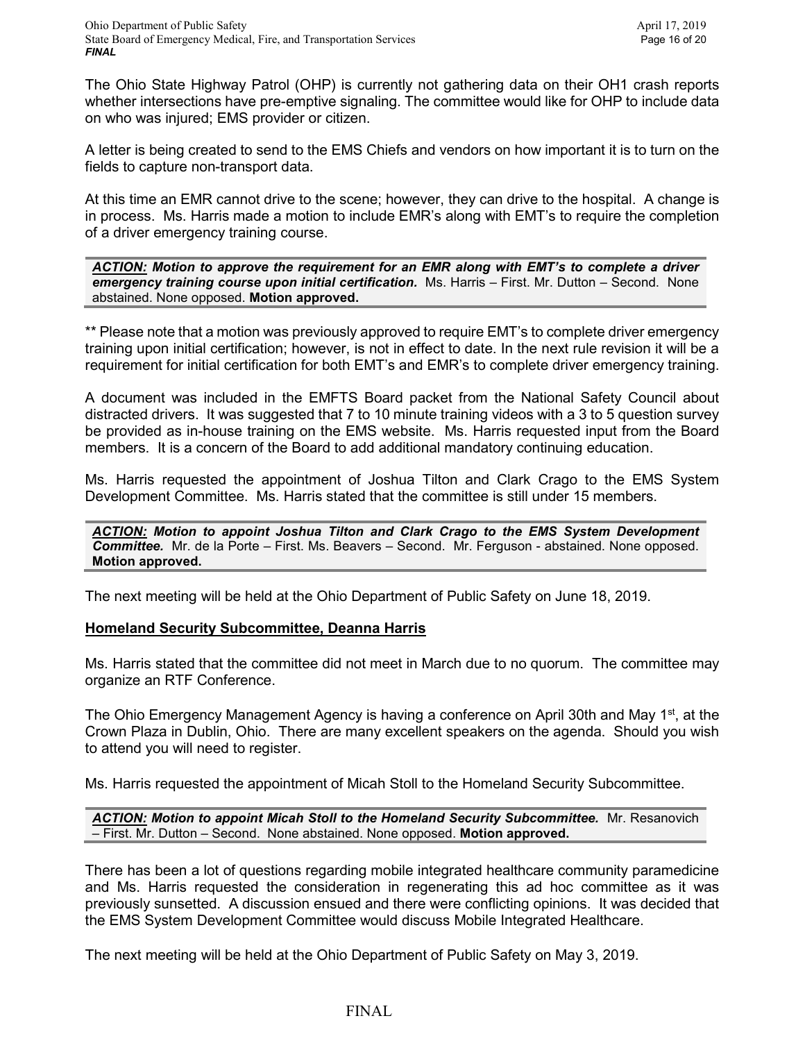The Ohio State Highway Patrol (OHP) is currently not gathering data on their OH1 crash reports whether intersections have pre-emptive signaling. The committee would like for OHP to include data on who was injured; EMS provider or citizen.

A letter is being created to send to the EMS Chiefs and vendors on how important it is to turn on the fields to capture non-transport data.

At this time an EMR cannot drive to the scene; however, they can drive to the hospital. A change is in process. Ms. Harris made a motion to include EMR's along with EMT's to require the completion of a driver emergency training course.

***ACTION:*** ***Motion to approve the requirement for an EMR along with EMT's to complete a driver emergency training course upon initial certification.*** Ms. Harris – First. Mr. Dutton – Second. None abstained. None opposed. **Motion approved.**

** Please note that a motion was previously approved to require EMT's to complete driver emergency training upon initial certification; however, is not in effect to date. In the next rule revision it will be a requirement for initial certification for both EMT's and EMR's to complete driver emergency training.

A document was included in the EMFTS Board packet from the National Safety Council about distracted drivers. It was suggested that 7 to 10 minute training videos with a 3 to 5 question survey be provided as in-house training on the EMS website. Ms. Harris requested input from the Board members. It is a concern of the Board to add additional mandatory continuing education.

Ms. Harris requested the appointment of Joshua Tilton and Clark Crago to the EMS System Development Committee. Ms. Harris stated that the committee is still under 15 members.

***ACTION:*** ***Motion to appoint Joshua Tilton and Clark Crago to the EMS System Development Committee.*** Mr. de la Porte – First. Ms. Beavers – Second. Mr. Ferguson - abstained. None opposed. **Motion approved.**

The next meeting will be held at the Ohio Department of Public Safety on June 18, 2019.

**Homeland Security Subcommittee, Deanna Harris**

Ms. Harris stated that the committee did not meet in March due to no quorum. The committee may organize an RTF Conference.

The Ohio Emergency Management Agency is having a conference on April 30th and May 1st, at the Crown Plaza in Dublin, Ohio. There are many excellent speakers on the agenda. Should you wish to attend you will need to register.

Ms. Harris requested the appointment of Micah Stoll to the Homeland Security Subcommittee.

***ACTION:*** ***Motion to appoint Micah Stoll to the Homeland Security Subcommittee.*** Mr. Resanovich – First. Mr. Dutton – Second. None abstained. None opposed. **Motion approved.**

There has been a lot of questions regarding mobile integrated healthcare community paramedicine and Ms. Harris requested the consideration in regenerating this ad hoc committee as it was previously sunsetted. A discussion ensued and there were conflicting opinions. It was decided that the EMS System Development Committee would discuss Mobile Integrated Healthcare.

The next meeting will be held at the Ohio Department of Public Safety on May 3, 2019.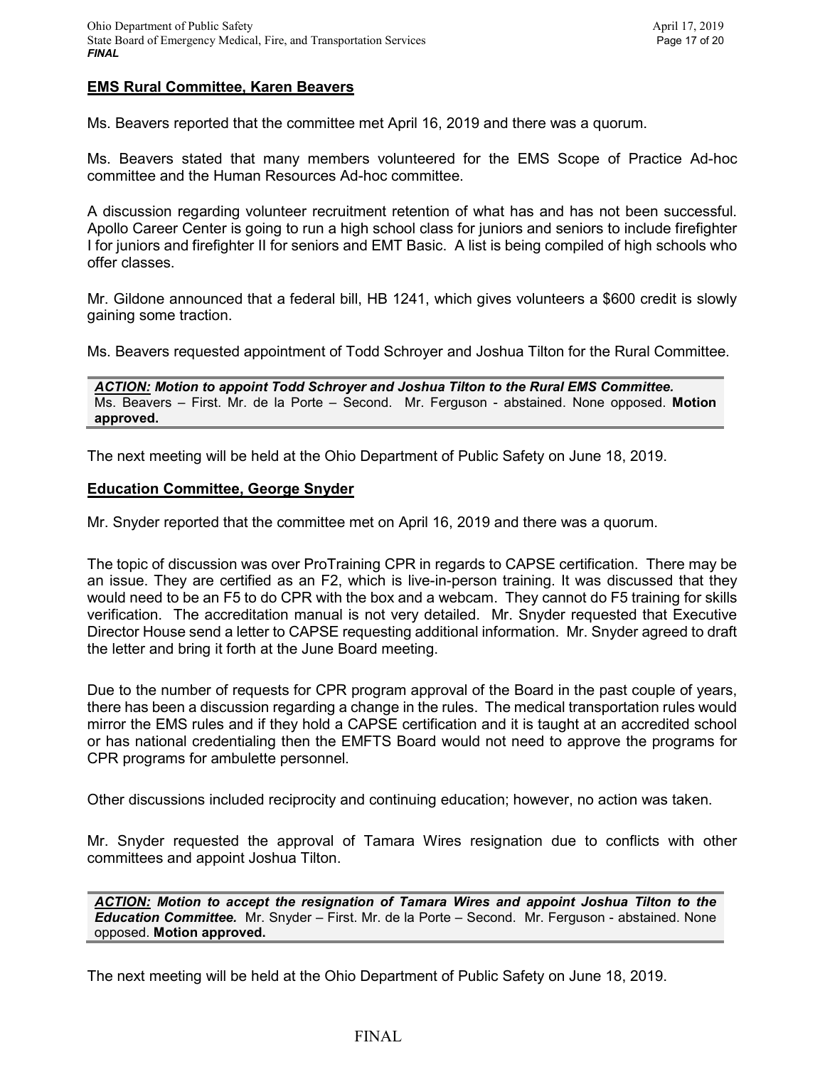**EMS Rural Committee, Karen Beavers**

Ms. Beavers reported that the committee met April 16, 2019 and there was a quorum.

Ms. Beavers stated that many members volunteered for the EMS Scope of Practice Ad-hoc committee and the Human Resources Ad-hoc committee.

A discussion regarding volunteer recruitment retention of what has and has not been successful. Apollo Career Center is going to run a high school class for juniors and seniors to include firefighter I for juniors and firefighter II for seniors and EMT Basic. A list is being compiled of high schools who offer classes.

Mr. Gildone announced that a federal bill, HB 1241, which gives volunteers a $600 credit is slowly gaining some traction.

Ms. Beavers requested appointment of Todd Schroyer and Joshua Tilton for the Rural Committee.

> ***ACTION:* Motion to appoint Todd Schroyer and Joshua Tilton to the Rural EMS Committee.**
> Ms. Beavers – First. Mr. de la Porte – Second. Mr. Ferguson - abstained. None opposed. **Motion approved.**

The next meeting will be held at the Ohio Department of Public Safety on June 18, 2019.

**Education Committee, George Snyder**

Mr. Snyder reported that the committee met on April 16, 2019 and there was a quorum.

The topic of discussion was over ProTraining CPR in regards to CAPSE certification. There may be an issue. They are certified as an F2, which is live-in-person training. It was discussed that they would need to be an F5 to do CPR with the box and a webcam. They cannot do F5 training for skills verification. The accreditation manual is not very detailed. Mr. Snyder requested that Executive Director House send a letter to CAPSE requesting additional information. Mr. Snyder agreed to draft the letter and bring it forth at the June Board meeting.

Due to the number of requests for CPR program approval of the Board in the past couple of years, there has been a discussion regarding a change in the rules. The medical transportation rules would mirror the EMS rules and if they hold a CAPSE certification and it is taught at an accredited school or has national credentialing then the EMFTS Board would not need to approve the programs for CPR programs for ambulette personnel.

Other discussions included reciprocity and continuing education; however, no action was taken.

Mr. Snyder requested the approval of Tamara Wires resignation due to conflicts with other committees and appoint Joshua Tilton.

> ***ACTION:* Motion to accept the resignation of Tamara Wires and appoint Joshua Tilton to the Education Committee.** Mr. Snyder – First. Mr. de la Porte – Second. Mr. Ferguson - abstained. None opposed. **Motion approved.**

The next meeting will be held at the Ohio Department of Public Safety on June 18, 2019.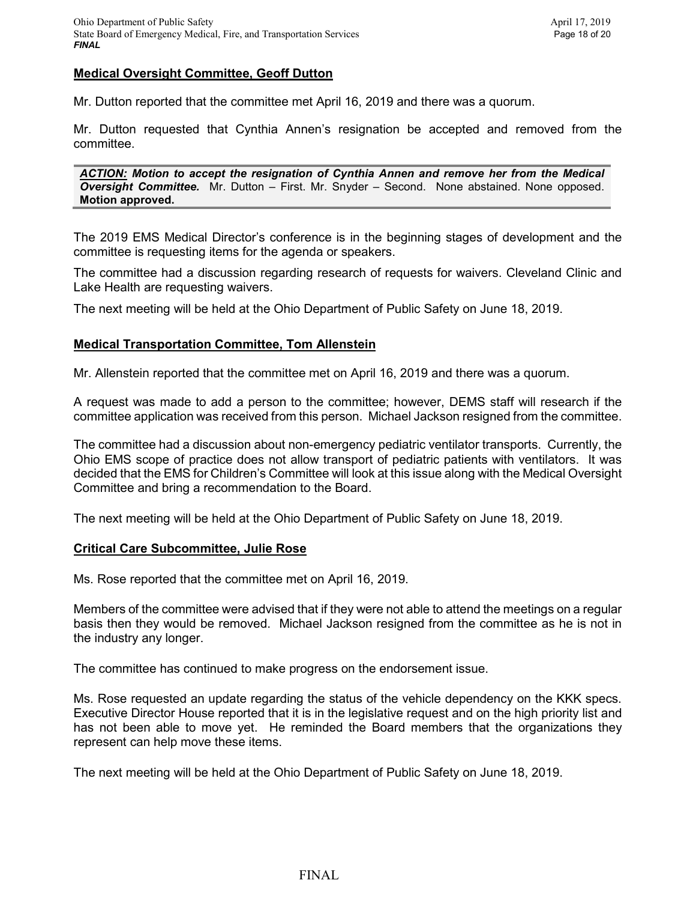### Medical Oversight Committee, Geoff Dutton

Mr. Dutton reported that the committee met April 16, 2019 and there was a quorum.

Mr. Dutton requested that Cynthia Annen's resignation be accepted and removed from the committee.

> ***ACTION:* Motion to accept the resignation of Cynthia Annen and remove her from the Medical Oversight Committee.** Mr. Dutton – First. Mr. Snyder – Second. None abstained. None opposed. **Motion approved.**

The 2019 EMS Medical Director's conference is in the beginning stages of development and the committee is requesting items for the agenda or speakers.

The committee had a discussion regarding research of requests for waivers. Cleveland Clinic and Lake Health are requesting waivers.

The next meeting will be held at the Ohio Department of Public Safety on June 18, 2019.

### Medical Transportation Committee, Tom Allenstein

Mr. Allenstein reported that the committee met on April 16, 2019 and there was a quorum.

A request was made to add a person to the committee; however, DEMS staff will research if the committee application was received from this person. Michael Jackson resigned from the committee.

The committee had a discussion about non-emergency pediatric ventilator transports. Currently, the Ohio EMS scope of practice does not allow transport of pediatric patients with ventilators. It was decided that the EMS for Children's Committee will look at this issue along with the Medical Oversight Committee and bring a recommendation to the Board.

The next meeting will be held at the Ohio Department of Public Safety on June 18, 2019.

### Critical Care Subcommittee, Julie Rose

Ms. Rose reported that the committee met on April 16, 2019.

Members of the committee were advised that if they were not able to attend the meetings on a regular basis then they would be removed. Michael Jackson resigned from the committee as he is not in the industry any longer.

The committee has continued to make progress on the endorsement issue.

Ms. Rose requested an update regarding the status of the vehicle dependency on the KKK specs. Executive Director House reported that it is in the legislative request and on the high priority list and has not been able to move yet. He reminded the Board members that the organizations they represent can help move these items.

The next meeting will be held at the Ohio Department of Public Safety on June 18, 2019.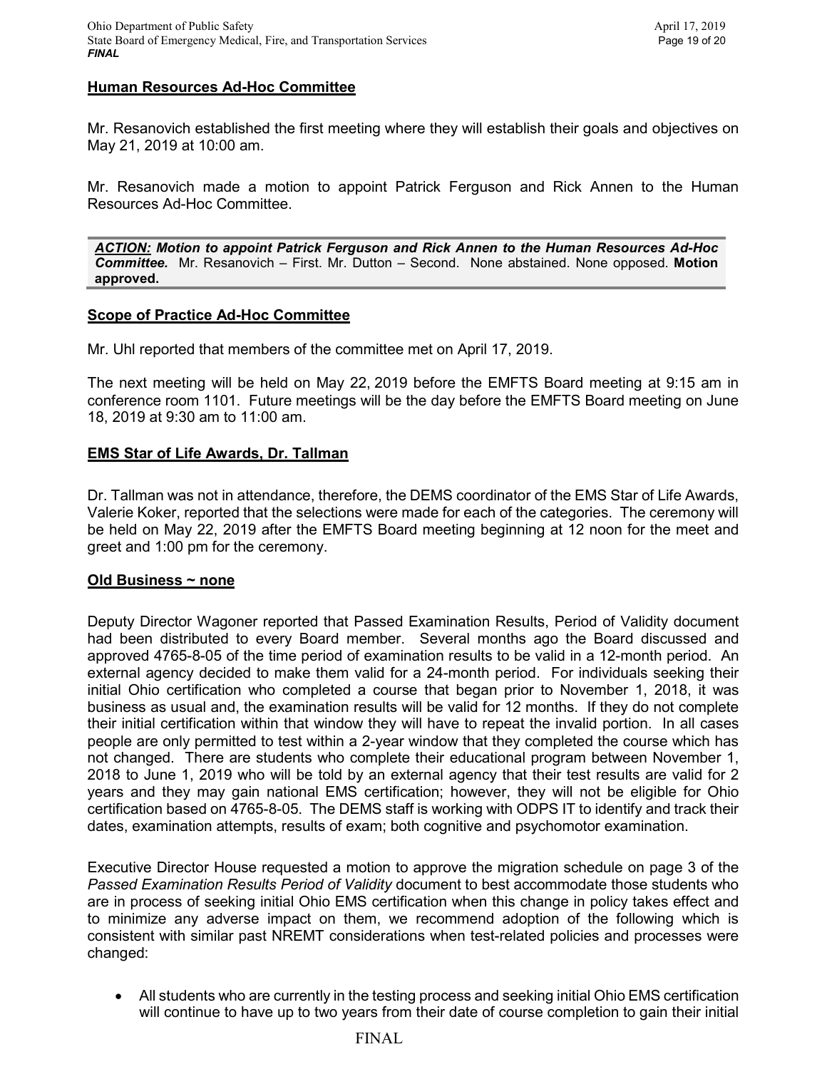**Human Resources Ad-Hoc Committee**

Mr. Resanovich established the first meeting where they will establish their goals and objectives on May 21, 2019 at 10:00 am.

Mr. Resanovich made a motion to appoint Patrick Ferguson and Rick Annen to the Human Resources Ad-Hoc Committee.

> ***ACTION:** Motion to appoint Patrick Ferguson and Rick Annen to the Human Resources Ad-Hoc Committee.* Mr. Resanovich – First. Mr. Dutton – Second. None abstained. None opposed. **Motion approved.**

**Scope of Practice Ad-Hoc Committee**

Mr. Uhl reported that members of the committee met on April 17, 2019.

The next meeting will be held on May 22, 2019 before the EMFTS Board meeting at 9:15 am in conference room 1101. Future meetings will be the day before the EMFTS Board meeting on June 18, 2019 at 9:30 am to 11:00 am.

**EMS Star of Life Awards, Dr. Tallman**

Dr. Tallman was not in attendance, therefore, the DEMS coordinator of the EMS Star of Life Awards, Valerie Koker, reported that the selections were made for each of the categories. The ceremony will be held on May 22, 2019 after the EMFTS Board meeting beginning at 12 noon for the meet and greet and 1:00 pm for the ceremony.

**Old Business ~ none**

Deputy Director Wagoner reported that Passed Examination Results, Period of Validity document had been distributed to every Board member. Several months ago the Board discussed and approved 4765-8-05 of the time period of examination results to be valid in a 12-month period. An external agency decided to make them valid for a 24-month period. For individuals seeking their initial Ohio certification who completed a course that began prior to November 1, 2018, it was business as usual and, the examination results will be valid for 12 months. If they do not complete their initial certification within that window they will have to repeat the invalid portion. In all cases people are only permitted to test within a 2-year window that they completed the course which has not changed. There are students who complete their educational program between November 1, 2018 to June 1, 2019 who will be told by an external agency that their test results are valid for 2 years and they may gain national EMS certification; however, they will not be eligible for Ohio certification based on 4765-8-05. The DEMS staff is working with ODPS IT to identify and track their dates, examination attempts, results of exam; both cognitive and psychomotor examination.

Executive Director House requested a motion to approve the migration schedule on page 3 of the *Passed Examination Results Period of Validity* document to best accommodate those students who are in process of seeking initial Ohio EMS certification when this change in policy takes effect and to minimize any adverse impact on them, we recommend adoption of the following which is consistent with similar past NREMT considerations when test-related policies and processes were changed:

- All students who are currently in the testing process and seeking initial Ohio EMS certification will continue to have up to two years from their date of course completion to gain their initial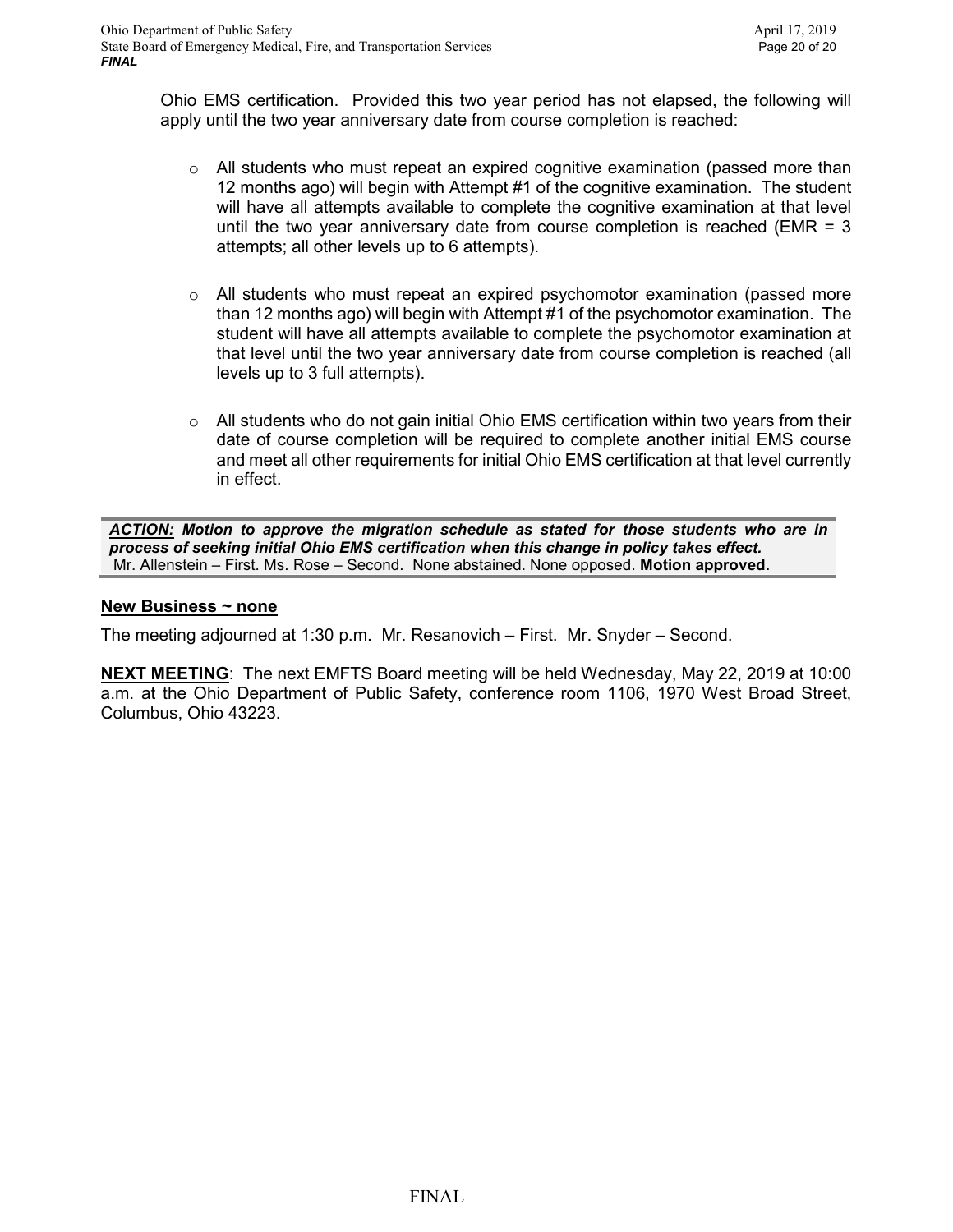Ohio EMS certification. Provided this two year period has not elapsed, the following will apply until the two year anniversary date from course completion is reached:

- All students who must repeat an expired cognitive examination (passed more than 12 months ago) will begin with Attempt #1 of the cognitive examination. The student will have all attempts available to complete the cognitive examination at that level until the two year anniversary date from course completion is reached (EMR = 3 attempts; all other levels up to 6 attempts).

- All students who must repeat an expired psychomotor examination (passed more than 12 months ago) will begin with Attempt #1 of the psychomotor examination. The student will have all attempts available to complete the psychomotor examination at that level until the two year anniversary date from course completion is reached (all levels up to 3 full attempts).

- All students who do not gain initial Ohio EMS certification within two years from their date of course completion will be required to complete another initial EMS course and meet all other requirements for initial Ohio EMS certification at that level currently in effect.

***ACTION:*** ***Motion to approve the migration schedule as stated for those students who are in process of seeking initial Ohio EMS certification when this change in policy takes effect.***
Mr. Allenstein – First. Ms. Rose – Second. None abstained. None opposed. **Motion approved.**

**New Business ~ none**

The meeting adjourned at 1:30 p.m. Mr. Resanovich – First. Mr. Snyder – Second.

**NEXT MEETING**: The next EMFTS Board meeting will be held Wednesday, May 22, 2019 at 10:00 a.m. at the Ohio Department of Public Safety, conference room 1106, 1970 West Broad Street, Columbus, Ohio 43223.